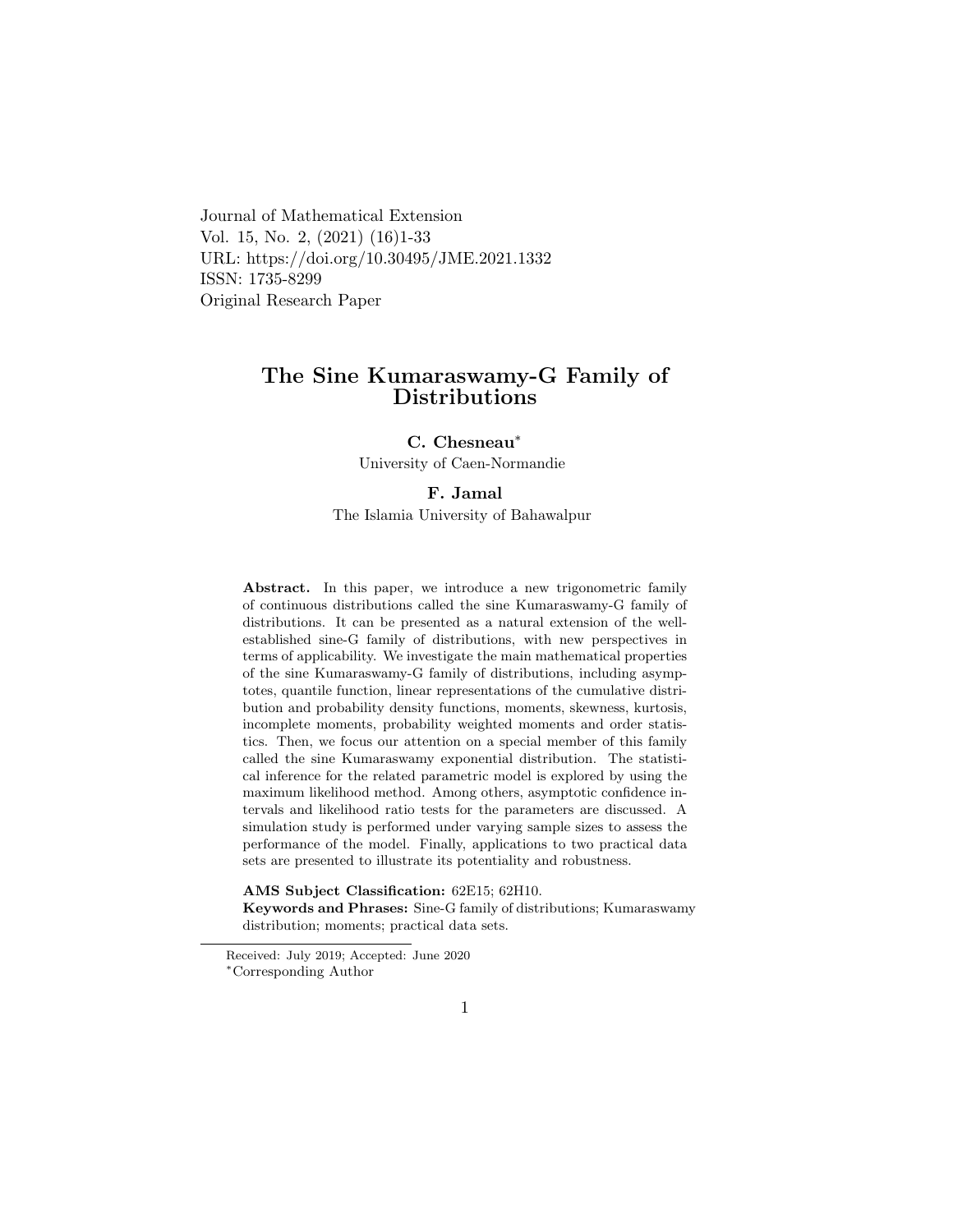Journal of Mathematical Extension
Vol. 15, No. 2, (2021) (16)1-33
URL: https://doi.org/10.30495/JME.2021.1332
ISSN: 1735-8299
Original Research Paper

# The Sine Kumaraswamy-G Family of Distributions

**C. Chesneau**[*]
University of Caen-Normandie

**F. Jamal**
The Islamia University of Bahawalpur

**Abstract.** In this paper, we introduce a new trigonometric family of continuous distributions called the sine Kumaraswamy-G family of distributions. It can be presented as a natural extension of the well-established sine-G family of distributions, with new perspectives in terms of applicability. We investigate the main mathematical properties of the sine Kumaraswamy-G family of distributions, including asymptotes, quantile function, linear representations of the cumulative distribution and probability density functions, moments, skewness, kurtosis, incomplete moments, probability weighted moments and order statistics. Then, we focus our attention on a special member of this family called the sine Kumaraswamy exponential distribution. The statistical inference for the related parametric model is explored by using the maximum likelihood method. Among others, asymptotic confidence intervals and likelihood ratio tests for the parameters are discussed. A simulation study is performed under varying sample sizes to assess the performance of the model. Finally, applications to two practical data sets are presented to illustrate its potentiality and robustness.

**AMS Subject Classification:** 62E15; 62H10.
**Keywords and Phrases:** Sine-G family of distributions; Kumaraswamy distribution; moments; practical data sets.

Received: July 2019; Accepted: June 2020
[*]Corresponding Author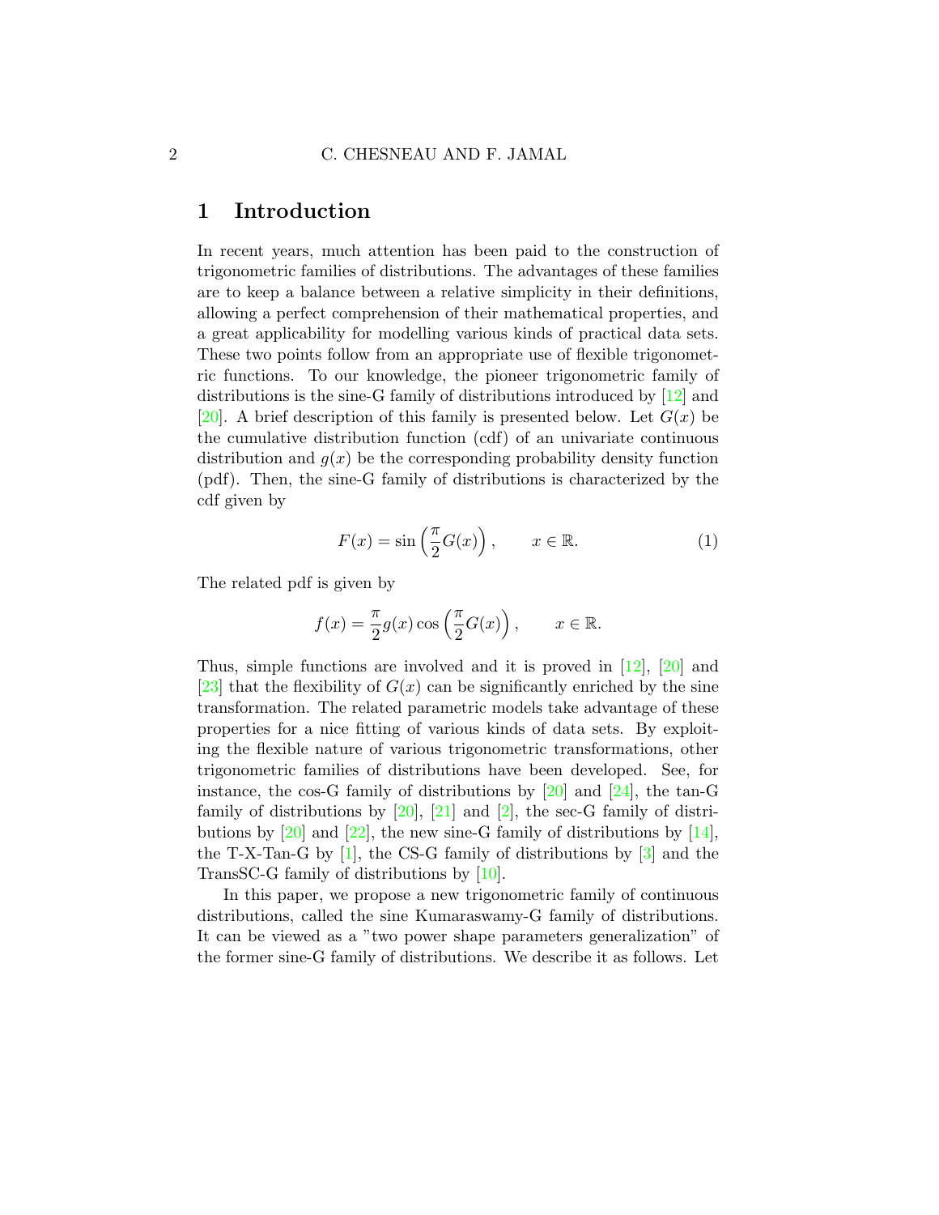# 1 Introduction

In recent years, much attention has been paid to the construction of trigonometric families of distributions. The advantages of these families are to keep a balance between a relative simplicity in their definitions, allowing a perfect comprehension of their mathematical properties, and a great applicability for modelling various kinds of practical data sets. These two points follow from an appropriate use of flexible trigonometric functions. To our knowledge, the pioneer trigonometric family of distributions is the sine-G family of distributions introduced by [12] and [20]. A brief description of this family is presented below. Let $G(x)$ be the cumulative distribution function (cdf) of an univariate continuous distribution and $g(x)$ be the corresponding probability density function (pdf). Then, the sine-G family of distributions is characterized by the cdf given by

$$F(x) = \sin\left(\frac{\pi}{2}G(x)\right), \qquad x \in \mathbb{R}. \tag{1}$$

The related pdf is given by

$$f(x) = \frac{\pi}{2}g(x)\cos\left(\frac{\pi}{2}G(x)\right), \qquad x \in \mathbb{R}.$$

Thus, simple functions are involved and it is proved in [12], [20] and [23] that the flexibility of $G(x)$ can be significantly enriched by the sine transformation. The related parametric models take advantage of these properties for a nice fitting of various kinds of data sets. By exploiting the flexible nature of various trigonometric transformations, other trigonometric families of distributions have been developed. See, for instance, the cos-G family of distributions by [20] and [24], the tan-G family of distributions by [20], [21] and [2], the sec-G family of distributions by [20] and [22], the new sine-G family of distributions by [14], the T-X-Tan-G by [1], the CS-G family of distributions by [3] and the TransSC-G family of distributions by [10].

In this paper, we propose a new trigonometric family of continuous distributions, called the sine Kumaraswamy-G family of distributions. It can be viewed as a "two power shape parameters generalization" of the former sine-G family of distributions. We describe it as follows. Let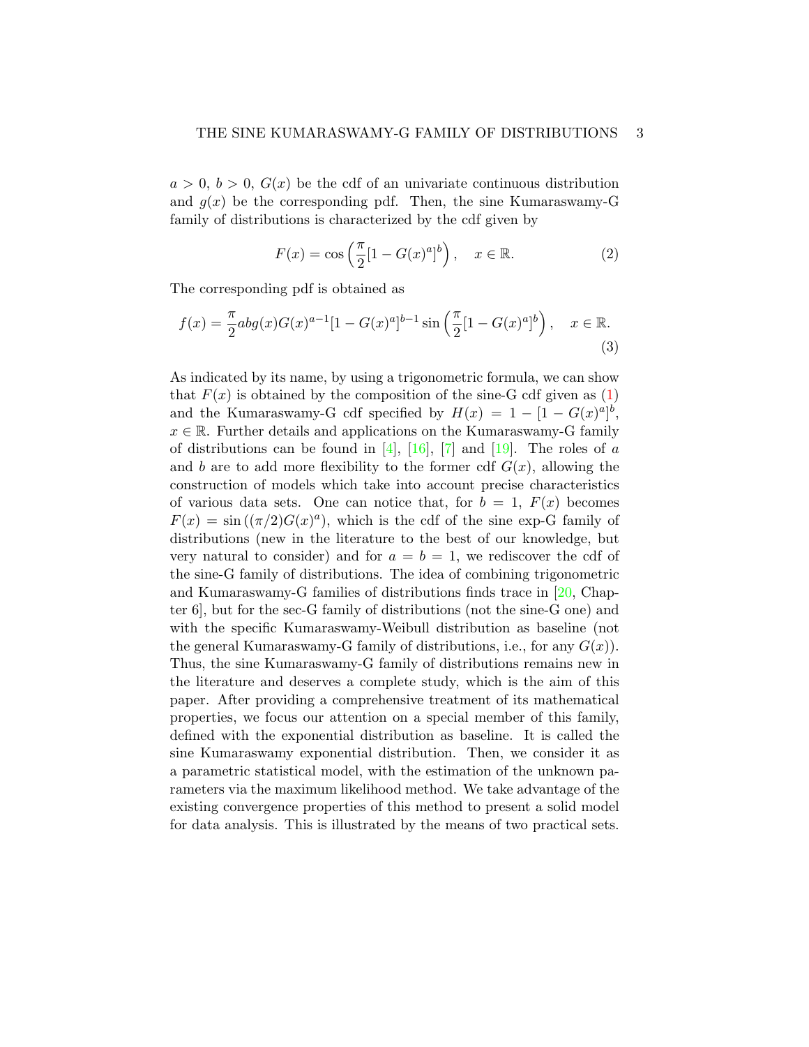$a > 0$, $b > 0$, $G(x)$ be the cdf of an univariate continuous distribution and $g(x)$ be the corresponding pdf. Then, the sine Kumaraswamy-G family of distributions is characterized by the cdf given by

$$F(x) = \cos\left(\frac{\pi}{2}[1 - G(x)^a]^b\right), \quad x \in \mathbb{R}. \tag{2}$$

The corresponding pdf is obtained as

$$f(x) = \frac{\pi}{2} abg(x)G(x)^{a-1}[1 - G(x)^a]^{b-1} \sin\left(\frac{\pi}{2}[1 - G(x)^a]^b\right), \quad x \in \mathbb{R}. \tag{3}$$

As indicated by its name, by using a trigonometric formula, we can show that $F(x)$ is obtained by the composition of the sine-G cdf given as (1) and the Kumaraswamy-G cdf specified by $H(x) = 1 - [1 - G(x)^a]^b$, $x \in \mathbb{R}$. Further details and applications on the Kumaraswamy-G family of distributions can be found in [4], [16], [7] and [19]. The roles of $a$ and $b$ are to add more flexibility to the former cdf $G(x)$, allowing the construction of models which take into account precise characteristics of various data sets. One can notice that, for $b = 1$, $F(x)$ becomes $F(x) = \sin((\pi/2)G(x)^a)$, which is the cdf of the sine exp-G family of distributions (new in the literature to the best of our knowledge, but very natural to consider) and for $a = b = 1$, we rediscover the cdf of the sine-G family of distributions. The idea of combining trigonometric and Kumaraswamy-G families of distributions finds trace in [20, Chapter 6], but for the sec-G family of distributions (not the sine-G one) and with the specific Kumaraswamy-Weibull distribution as baseline (not the general Kumaraswamy-G family of distributions, i.e., for any $G(x)$). Thus, the sine Kumaraswamy-G family of distributions remains new in the literature and deserves a complete study, which is the aim of this paper. After providing a comprehensive treatment of its mathematical properties, we focus our attention on a special member of this family, defined with the exponential distribution as baseline. It is called the sine Kumaraswamy exponential distribution. Then, we consider it as a parametric statistical model, with the estimation of the unknown parameters via the maximum likelihood method. We take advantage of the existing convergence properties of this method to present a solid model for data analysis. This is illustrated by the means of two practical sets.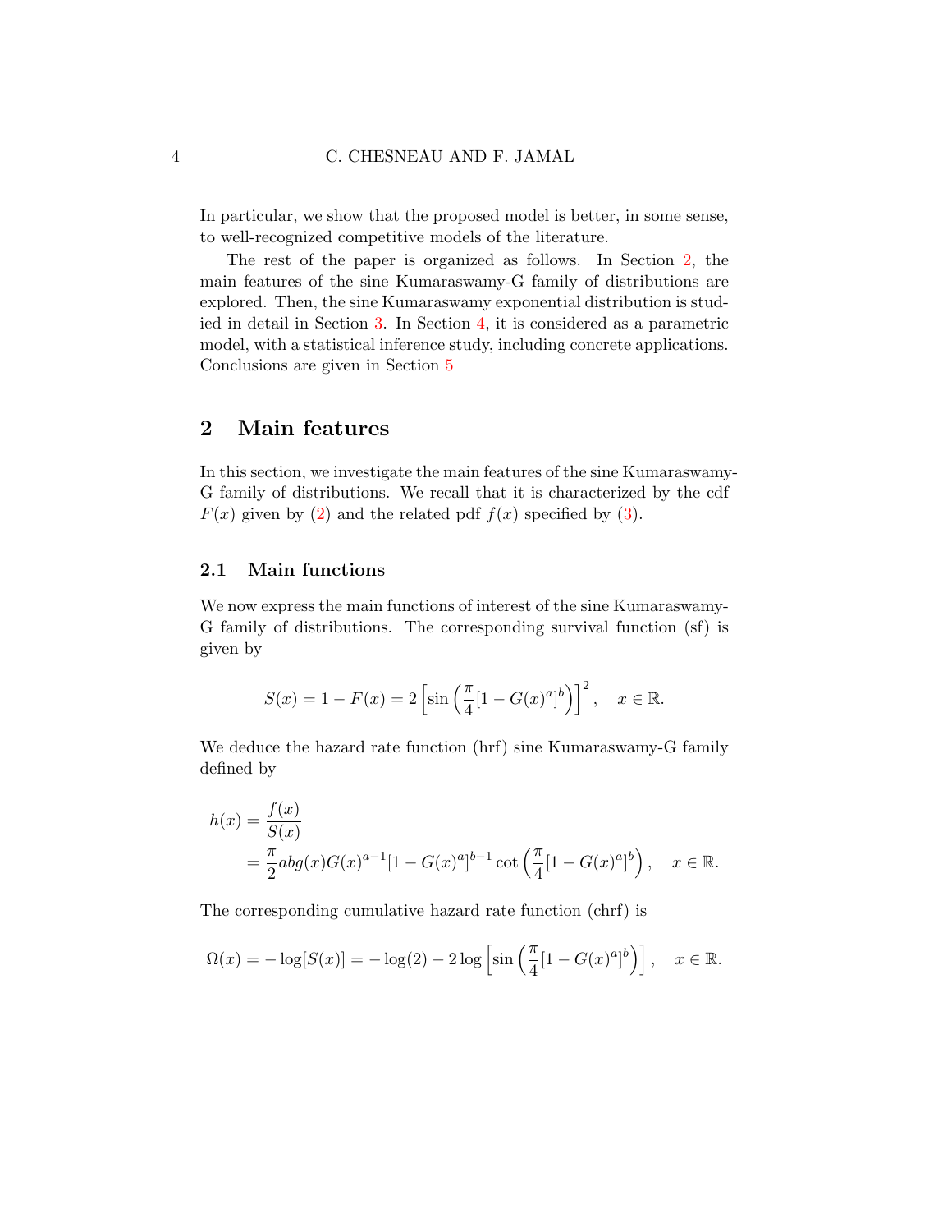In particular, we show that the proposed model is better, in some sense, to well-recognized competitive models of the literature.

The rest of the paper is organized as follows. In Section 2, the main features of the sine Kumaraswamy-G family of distributions are explored. Then, the sine Kumaraswamy exponential distribution is studied in detail in Section 3. In Section 4, it is considered as a parametric model, with a statistical inference study, including concrete applications. Conclusions are given in Section 5

## 2 Main features

In this section, we investigate the main features of the sine Kumaraswamy-G family of distributions. We recall that it is characterized by the cdf $F(x)$ given by (2) and the related pdf $f(x)$ specified by (3).

### 2.1 Main functions

We now express the main functions of interest of the sine Kumaraswamy-G family of distributions. The corresponding survival function (sf) is given by

$$S(x) = 1 - F(x) = 2\left[\sin\left(\frac{\pi}{4}[1 - G(x)^a]^b\right)\right]^2, \quad x \in \mathbb{R}.$$

We deduce the hazard rate function (hrf) sine Kumaraswamy-G family defined by

$$\begin{aligned} h(x) &= \frac{f(x)}{S(x)} \\ &= \frac{\pi}{2}abg(x)G(x)^{a-1}[1 - G(x)^a]^{b-1}\cot\left(\frac{\pi}{4}[1 - G(x)^a]^b\right), \quad x \in \mathbb{R}. \end{aligned}$$

The corresponding cumulative hazard rate function (chrf) is

$$\Omega(x) = -\log[S(x)] = -\log(2) - 2\log\left[\sin\left(\frac{\pi}{4}[1 - G(x)^a]^b\right)\right], \quad x \in \mathbb{R}.$$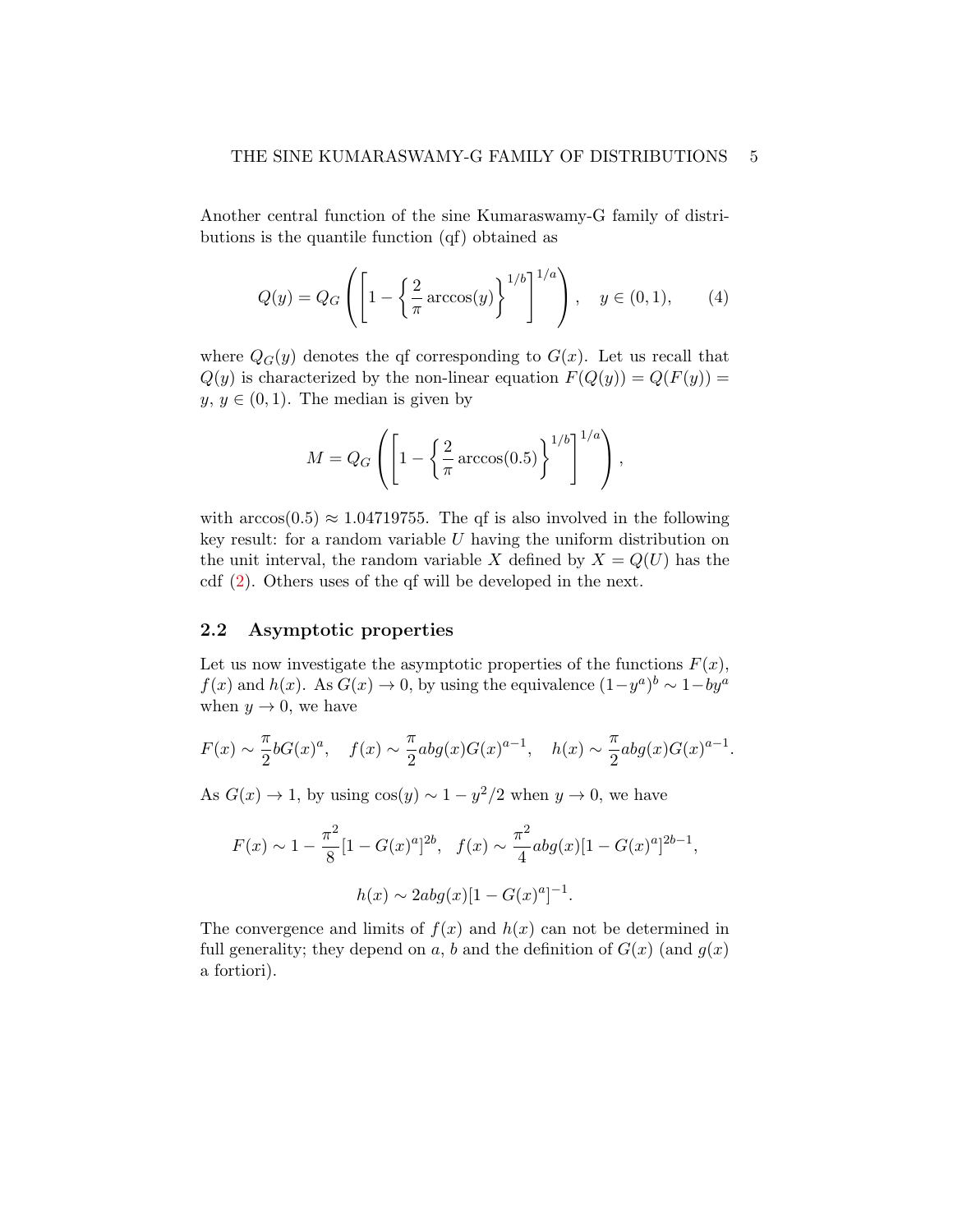Another central function of the sine Kumaraswamy-G family of distributions is the quantile function (qf) obtained as

$$Q(y) = Q_G\left(\left[1 - \left\{\frac{2}{\pi}\arccos(y)\right\}^{1/b}\right]^{1/a}\right), \quad y \in (0,1), \qquad (4)$$

where $Q_G(y)$ denotes the qf corresponding to $G(x)$. Let us recall that $Q(y)$ is characterized by the non-linear equation $F(Q(y)) = Q(F(y)) = y$, $y \in (0,1)$. The median is given by

$$M = Q_G\left(\left[1 - \left\{\frac{2}{\pi}\arccos(0.5)\right\}^{1/b}\right]^{1/a}\right),$$

with $\arccos(0.5) \approx 1.04719755$. The qf is also involved in the following key result: for a random variable $U$ having the uniform distribution on the unit interval, the random variable $X$ defined by $X = Q(U)$ has the cdf (2). Others uses of the qf will be developed in the next.

## 2.2 Asymptotic properties

Let us now investigate the asymptotic properties of the functions $F(x)$, $f(x)$ and $h(x)$. As $G(x) \to 0$, by using the equivalence $(1-y^a)^b \sim 1 - by^a$ when $y \to 0$, we have

$$F(x) \sim \frac{\pi}{2} bG(x)^a, \quad f(x) \sim \frac{\pi}{2} abg(x)G(x)^{a-1}, \quad h(x) \sim \frac{\pi}{2} abg(x)G(x)^{a-1}.$$

As $G(x) \to 1$, by using $\cos(y) \sim 1 - y^2/2$ when $y \to 0$, we have

$$F(x) \sim 1 - \frac{\pi^2}{8}[1 - G(x)^a]^{2b}, \quad f(x) \sim \frac{\pi^2}{4} abg(x)[1 - G(x)^a]^{2b-1},$$

$$h(x) \sim 2abg(x)[1 - G(x)^a]^{-1}.$$

The convergence and limits of $f(x)$ and $h(x)$ can not be determined in full generality; they depend on $a$, $b$ and the definition of $G(x)$ (and $g(x)$ a fortiori).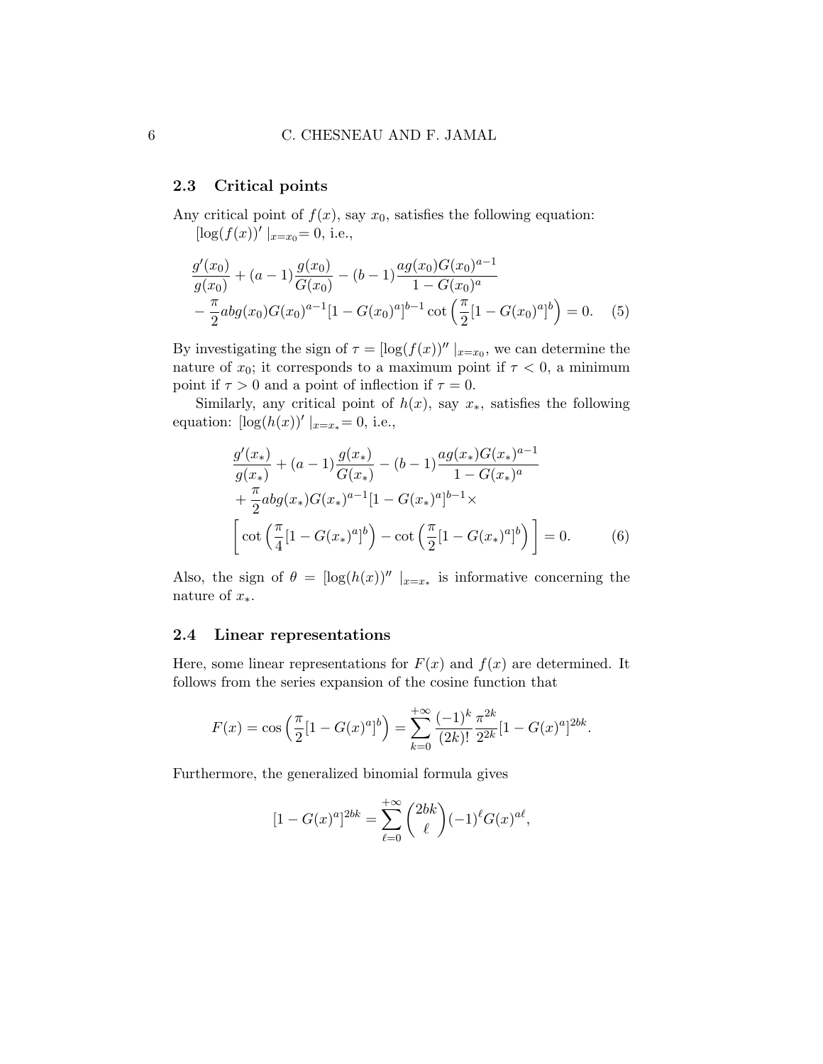### 2.3 Critical points

Any critical point of $f(x)$, say $x_0$, satisfies the following equation: $[\log(f(x))' \mid_{x=x_0} = 0$, i.e.,

$$\frac{g'(x_0)}{g(x_0)} + (a-1)\frac{g(x_0)}{G(x_0)} - (b-1)\frac{ag(x_0)G(x_0)^{a-1}}{1-G(x_0)^a} - \frac{\pi}{2}abg(x_0)G(x_0)^{a-1}[1-G(x_0)^a]^{b-1}\cot\left(\frac{\pi}{2}[1-G(x_0)^a]^b\right) = 0. \quad (5)$$

By investigating the sign of $\tau = [\log(f(x))'' \mid_{x=x_0}$, we can determine the nature of $x_0$; it corresponds to a maximum point if $\tau < 0$, a minimum point if $\tau > 0$ and a point of inflection if $\tau = 0$.

Similarly, any critical point of $h(x)$, say $x_*$, satisfies the following equation: $[\log(h(x))' \mid_{x=x_*} = 0$, i.e.,

$$\frac{g'(x_*)}{g(x_*)} + (a-1)\frac{g(x_*)}{G(x_*)} - (b-1)\frac{ag(x_*)G(x_*)^{a-1}}{1-G(x_*)^a} + \frac{\pi}{2}abg(x_*)G(x_*)^{a-1}[1-G(x_*)^a]^{b-1}\times \left[\cot\left(\frac{\pi}{4}[1-G(x_*)^a]^b\right) - \cot\left(\frac{\pi}{2}[1-G(x_*)^a]^b\right)\right] = 0. \quad (6)$$

Also, the sign of $\theta = [\log(h(x))'' \mid_{x=x_*}$ is informative concerning the nature of $x_*$.

### 2.4 Linear representations

Here, some linear representations for $F(x)$ and $f(x)$ are determined. It follows from the series expansion of the cosine function that

$$F(x) = \cos\left(\frac{\pi}{2}[1-G(x)^a]^b\right) = \sum_{k=0}^{+\infty} \frac{(-1)^k}{(2k)!}\frac{\pi^{2k}}{2^{2k}}[1-G(x)^a]^{2bk}.$$

Furthermore, the generalized binomial formula gives

$$[1-G(x)^a]^{2bk} = \sum_{\ell=0}^{+\infty} \binom{2bk}{\ell}(-1)^\ell G(x)^{a\ell},$$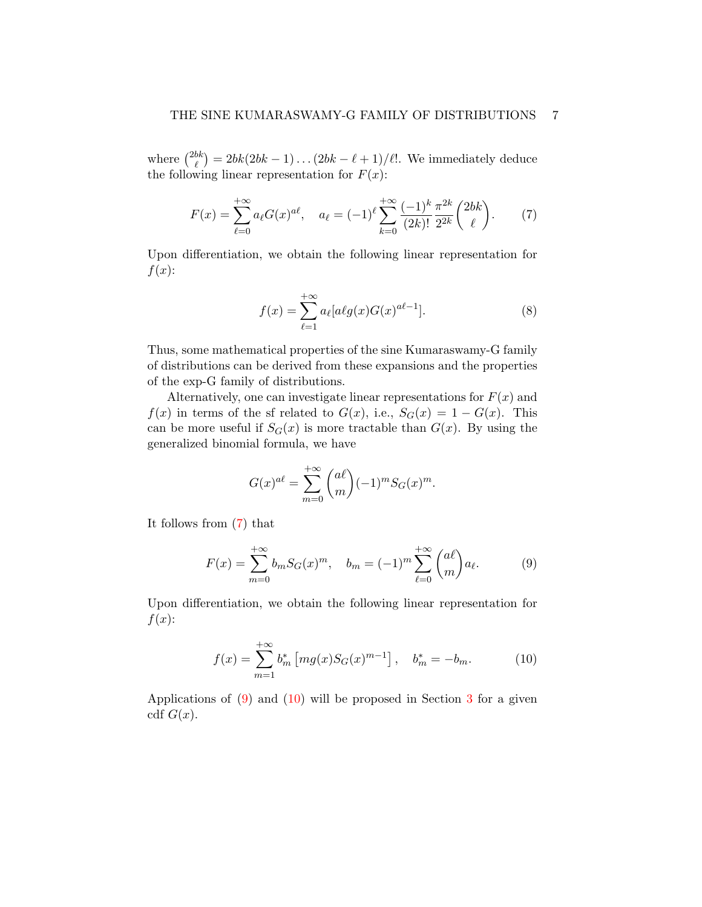where $\binom{2bk}{\ell} = 2bk(2bk-1)\dots(2bk-\ell+1)/\ell!$. We immediately deduce the following linear representation for $F(x)$:

$$F(x) = \sum_{\ell=0}^{+\infty} a_\ell G(x)^{a\ell}, \quad a_\ell = (-1)^\ell \sum_{k=0}^{+\infty} \frac{(-1)^k}{(2k)!} \frac{\pi^{2k}}{2^{2k}} \binom{2bk}{\ell}. \tag{7}$$

Upon differentiation, we obtain the following linear representation for $f(x)$:

$$f(x) = \sum_{\ell=1}^{+\infty} a_\ell [a\ell g(x) G(x)^{a\ell-1}]. \tag{8}$$

Thus, some mathematical properties of the sine Kumaraswamy-G family of distributions can be derived from these expansions and the properties of the exp-G family of distributions.

Alternatively, one can investigate linear representations for $F(x)$ and $f(x)$ in terms of the sf related to $G(x)$, i.e., $S_G(x) = 1 - G(x)$. This can be more useful if $S_G(x)$ is more tractable than $G(x)$. By using the generalized binomial formula, we have

$$G(x)^{a\ell} = \sum_{m=0}^{+\infty} \binom{a\ell}{m} (-1)^m S_G(x)^m.$$

It follows from (7) that

$$F(x) = \sum_{m=0}^{+\infty} b_m S_G(x)^m, \quad b_m = (-1)^m \sum_{\ell=0}^{+\infty} \binom{a\ell}{m} a_\ell. \tag{9}$$

Upon differentiation, we obtain the following linear representation for $f(x)$:

$$f(x) = \sum_{m=1}^{+\infty} b_m^* \left[ m g(x) S_G(x)^{m-1} \right], \quad b_m^* = -b_m. \tag{10}$$

Applications of (9) and (10) will be proposed in Section 3 for a given cdf $G(x)$.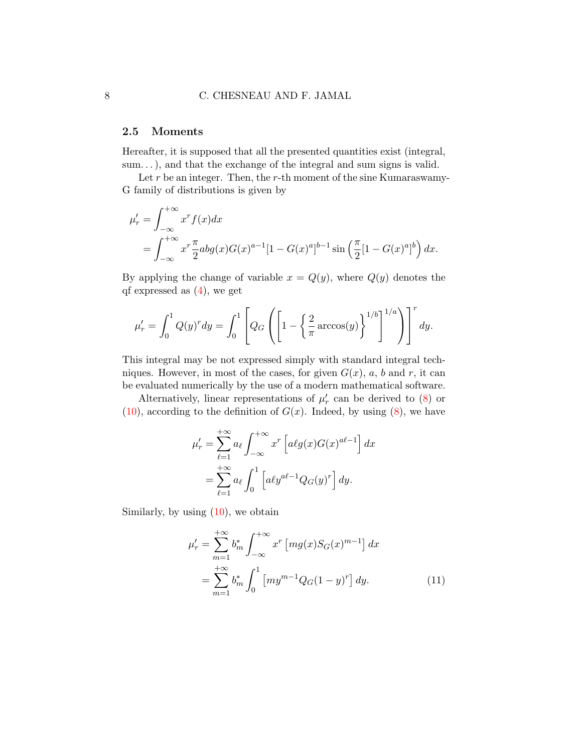### 2.5 Moments

Hereafter, it is supposed that all the presented quantities exist (integral, sum...), and that the exchange of the integral and sum signs is valid.

Let $r$ be an integer. Then, the $r$-th moment of the sine Kumaraswamy-G family of distributions is given by

$$
\begin{aligned}
\mu'_r &= \int_{-\infty}^{+\infty} x^r f(x)dx \\
&= \int_{-\infty}^{+\infty} x^r \frac{\pi}{2} abg(x)G(x)^{a-1}[1-G(x)^a]^{b-1} \sin\left(\frac{\pi}{2}[1-G(x)^a]^b\right) dx.
\end{aligned}
$$

By applying the change of variable $x = Q(y)$, where $Q(y)$ denotes the qf expressed as (4), we get

$$
\mu'_r = \int_0^1 Q(y)^r dy = \int_0^1 \left[ Q_G\left( \left[ 1 - \left\{ \frac{2}{\pi} \arccos(y) \right\}^{1/b} \right]^{1/a} \right) \right]^r dy.
$$

This integral may be not expressed simply with standard integral techniques. However, in most of the cases, for given $G(x)$, $a$, $b$ and $r$, it can be evaluated numerically by the use of a modern mathematical software.

Alternatively, linear representations of $\mu'_r$ can be derived to (8) or (10), according to the definition of $G(x)$. Indeed, by using (8), we have

$$
\begin{aligned}
\mu'_r &= \sum_{\ell=1}^{+\infty} a_\ell \int_{-\infty}^{+\infty} x^r \left[ a\ell g(x)G(x)^{a\ell-1} \right] dx \\
&= \sum_{\ell=1}^{+\infty} a_\ell \int_0^1 \left[ a\ell y^{a\ell-1} Q_G(y)^r \right] dy.
\end{aligned}
$$

Similarly, by using (10), we obtain

$$
\begin{aligned}
\mu'_r &= \sum_{m=1}^{+\infty} b^*_m \int_{-\infty}^{+\infty} x^r \left[ mg(x)S_G(x)^{m-1} \right] dx \\
&= \sum_{m=1}^{+\infty} b^*_m \int_0^1 \left[ my^{m-1} Q_G(1-y)^r \right] dy. \qquad (11)
\end{aligned}
$$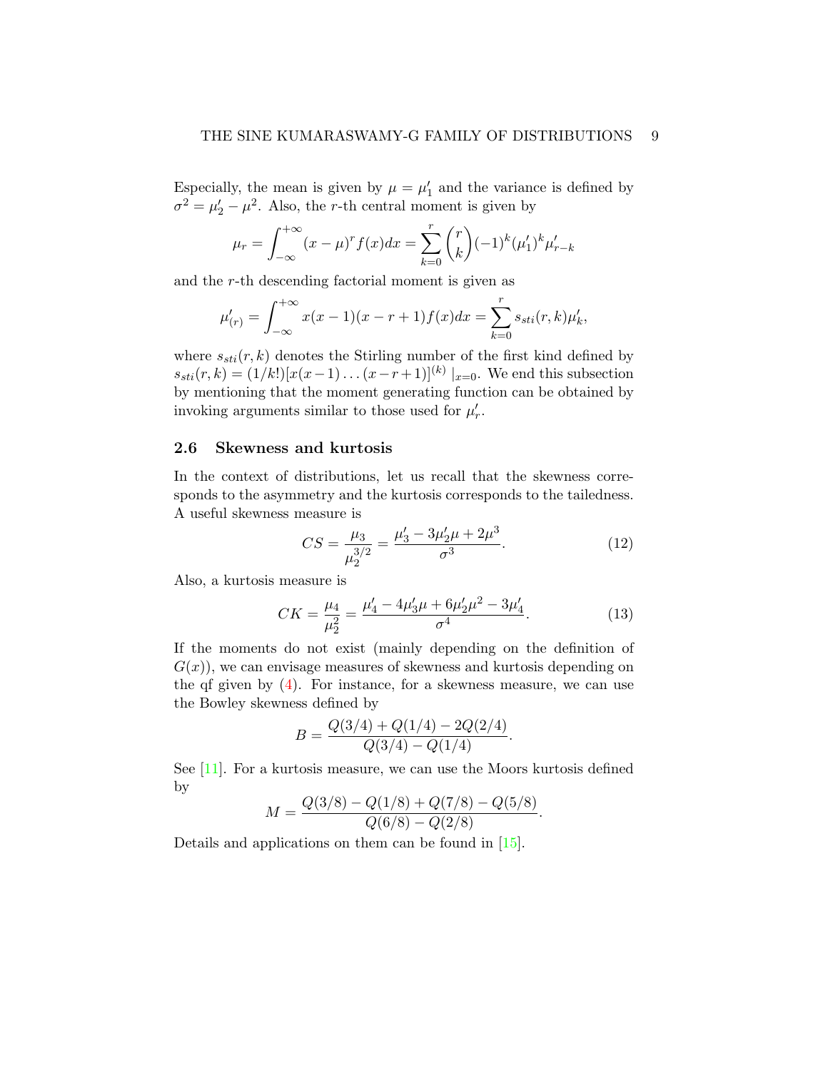Especially, the mean is given by $\mu = \mu'_1$ and the variance is defined by $\sigma^2 = \mu'_2 - \mu^2$. Also, the $r$-th central moment is given by

$$\mu_r = \int_{-\infty}^{+\infty} (x-\mu)^r f(x)dx = \sum_{k=0}^{r} \binom{r}{k} (-1)^k (\mu'_1)^k \mu'_{r-k}$$

and the $r$-th descending factorial moment is given as

$$\mu'_{(r)} = \int_{-\infty}^{+\infty} x(x-1)(x-r+1)f(x)dx = \sum_{k=0}^{r} s_{sti}(r,k)\mu'_k,$$

where $s_{sti}(r,k)$ denotes the Stirling number of the first kind defined by $s_{sti}(r,k) = (1/k!)[x(x-1)\dots(x-r+1)]^{(k)} \mid_{x=0}$. We end this subsection by mentioning that the moment generating function can be obtained by invoking arguments similar to those used for $\mu'_r$.

### 2.6 Skewness and kurtosis

In the context of distributions, let us recall that the skewness corresponds to the asymmetry and the kurtosis corresponds to the tailedness. A useful skewness measure is

$$CS = \frac{\mu_3}{\mu_2^{3/2}} = \frac{\mu'_3 - 3\mu'_2\mu + 2\mu^3}{\sigma^3}. \tag{12}$$

Also, a kurtosis measure is

$$CK = \frac{\mu_4}{\mu_2^2} = \frac{\mu'_4 - 4\mu'_3\mu + 6\mu'_2\mu^2 - 3\mu'_4}{\sigma^4}. \tag{13}$$

If the moments do not exist (mainly depending on the definition of $G(x)$), we can envisage measures of skewness and kurtosis depending on the qf given by (4). For instance, for a skewness measure, we can use the Bowley skewness defined by

$$B = \frac{Q(3/4) + Q(1/4) - 2Q(2/4)}{Q(3/4) - Q(1/4)}.$$

See [11]. For a kurtosis measure, we can use the Moors kurtosis defined by

$$M = \frac{Q(3/8) - Q(1/8) + Q(7/8) - Q(5/8)}{Q(6/8) - Q(2/8)}.$$

Details and applications on them can be found in [15].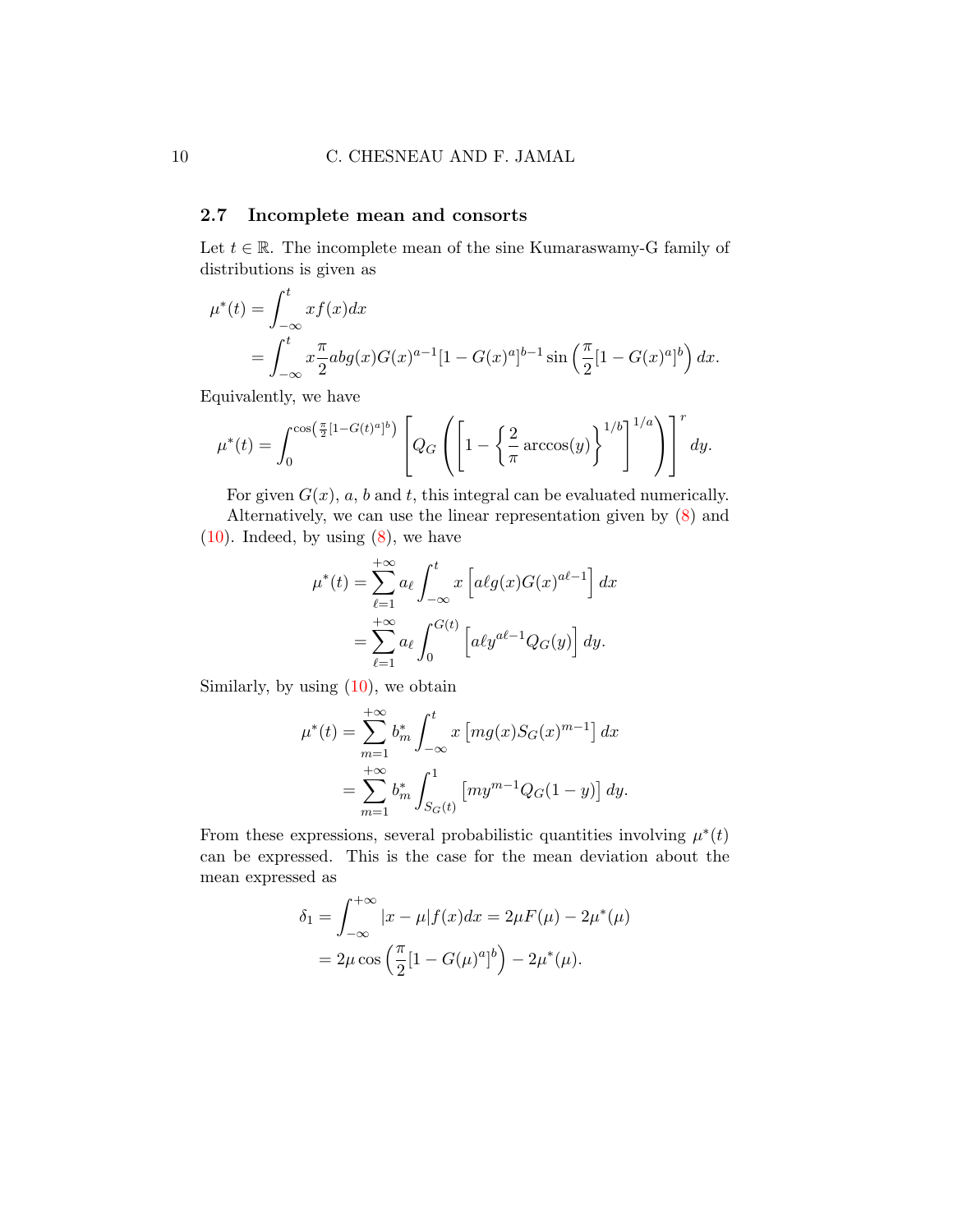### 2.7 Incomplete mean and consorts

Let $t \in \mathbb{R}$. The incomplete mean of the sine Kumaraswamy-G family of distributions is given as

$$
\begin{aligned}
\mu^*(t) &= \int_{-\infty}^{t} x f(x) dx \\
&= \int_{-\infty}^{t} x \frac{\pi}{2} abg(x) G(x)^{a-1} [1 - G(x)^a]^{b-1} \sin\left(\frac{\pi}{2}[1 - G(x)^a]^b\right) dx.
\end{aligned}
$$

Equivalently, we have

$$
\mu^*(t) = \int_{0}^{\cos\left(\frac{\pi}{2}[1-G(t)^a]^b\right)} \left[ Q_G\left( \left[ 1 - \left\{ \frac{2}{\pi} \arccos(y) \right\}^{1/b} \right]^{1/a} \right) \right]^r dy.
$$

For given $G(x)$, $a$, $b$ and $t$, this integral can be evaluated numerically.

Alternatively, we can use the linear representation given by (8) and (10). Indeed, by using (8), we have

$$
\begin{aligned}
\mu^*(t) &= \sum_{\ell=1}^{+\infty} a_\ell \int_{-\infty}^{t} x \left[ a\ell g(x) G(x)^{a\ell-1} \right] dx \\
&= \sum_{\ell=1}^{+\infty} a_\ell \int_{0}^{G(t)} \left[ a\ell y^{a\ell-1} Q_G(y) \right] dy.
\end{aligned}
$$

Similarly, by using (10), we obtain

$$
\begin{aligned}
\mu^*(t) &= \sum_{m=1}^{+\infty} b_m^* \int_{-\infty}^{t} x \left[ m g(x) S_G(x)^{m-1} \right] dx \\
&= \sum_{m=1}^{+\infty} b_m^* \int_{S_G(t)}^{1} \left[ m y^{m-1} Q_G(1-y) \right] dy.
\end{aligned}
$$

From these expressions, several probabilistic quantities involving $\mu^*(t)$ can be expressed. This is the case for the mean deviation about the mean expressed as

$$
\begin{aligned}
\delta_1 &= \int_{-\infty}^{+\infty} |x - \mu| f(x) dx = 2\mu F(\mu) - 2\mu^*(\mu) \\
&= 2\mu \cos\left(\frac{\pi}{2}[1 - G(\mu)^a]^b\right) - 2\mu^*(\mu).
\end{aligned}
$$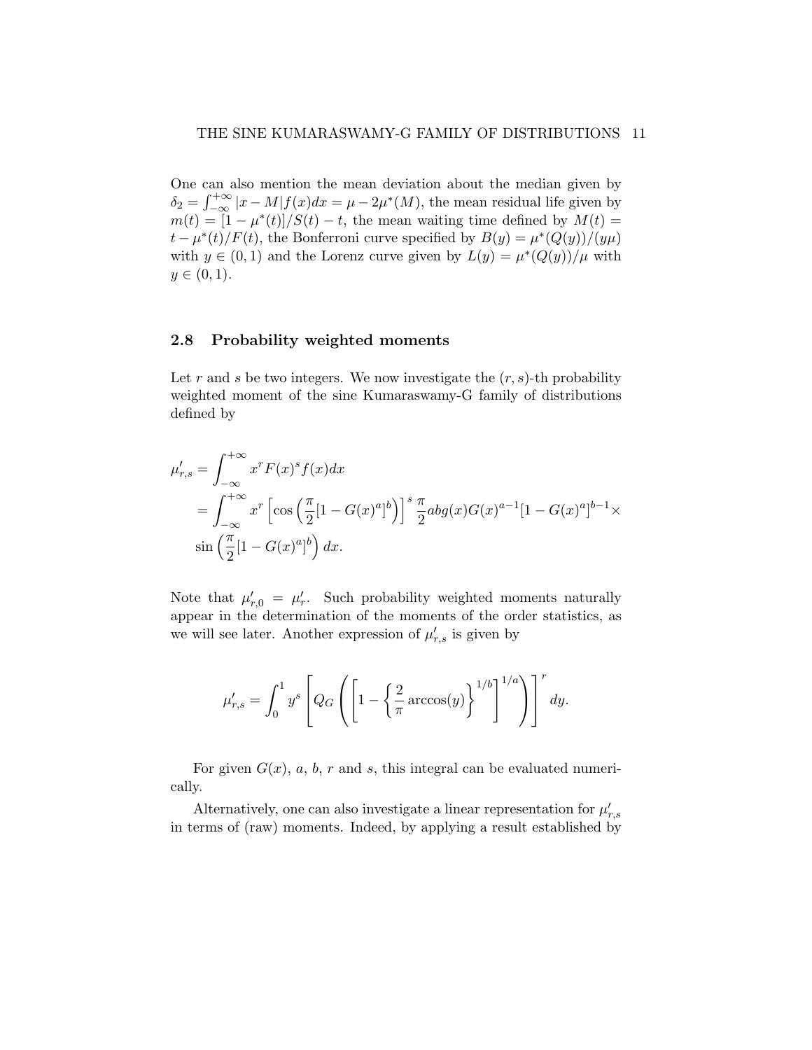One can also mention the mean deviation about the median given by $\delta_2 = \int_{-\infty}^{+\infty} |x - M| f(x)dx = \mu - 2\mu^*(M)$, the mean residual life given by $m(t) = [1 - \mu^*(t)]/S(t) - t$, the mean waiting time defined by $M(t) = t - \mu^*(t)/F(t)$, the Bonferroni curve specified by $B(y) = \mu^*(Q(y))/(y\mu)$ with $y \in (0, 1)$ and the Lorenz curve given by $L(y) = \mu^*(Q(y))/\mu$ with $y \in (0, 1)$.

## 2.8 Probability weighted moments

Let $r$ and $s$ be two integers. We now investigate the $(r, s)$-th probability weighted moment of the sine Kumaraswamy-G family of distributions defined by

$$
\begin{aligned}
\mu'_{r,s} &= \int_{-\infty}^{+\infty} x^r F(x)^s f(x) dx \\
&= \int_{-\infty}^{+\infty} x^r \left[ \cos\left( \frac{\pi}{2} [1 - G(x)^a]^b \right) \right]^s \frac{\pi}{2} a b g(x) G(x)^{a-1} [1 - G(x)^a]^{b-1} \times \\
&\sin\left( \frac{\pi}{2} [1 - G(x)^a]^b \right) dx.
\end{aligned}
$$

Note that $\mu'_{r,0} = \mu'_r$. Such probability weighted moments naturally appear in the determination of the moments of the order statistics, as we will see later. Another expression of $\mu'_{r,s}$ is given by

$$
\mu'_{r,s} = \int_0^1 y^s \left[ Q_G \left( \left[ 1 - \left\{ \frac{2}{\pi} \arccos(y) \right\}^{1/b} \right]^{1/a} \right) \right]^r dy.
$$

For given $G(x)$, $a$, $b$, $r$ and $s$, this integral can be evaluated numerically.

Alternatively, one can also investigate a linear representation for $\mu'_{r,s}$ in terms of (raw) moments. Indeed, by applying a result established by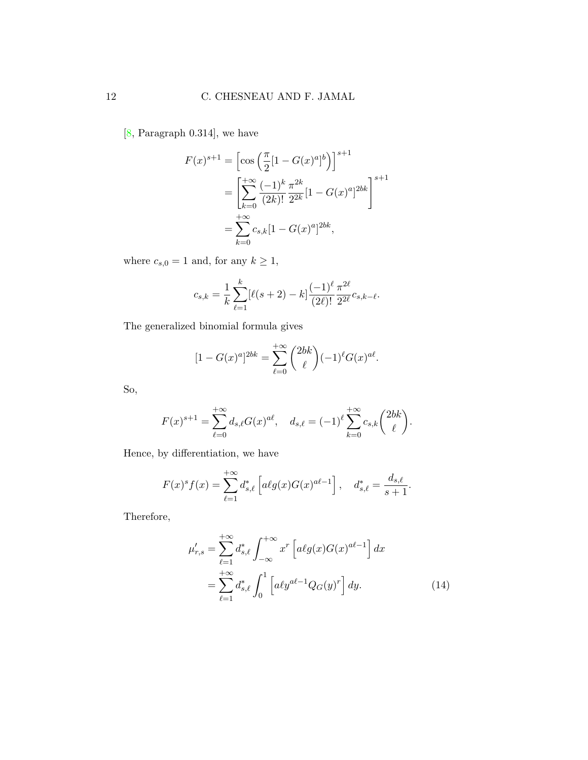[8, Paragraph 0.314], we have

$$
\begin{aligned}
F(x)^{s+1} &= \left[\cos\left(\frac{\pi}{2}[1-G(x)^a]^b\right)\right]^{s+1} \\
&= \left[\sum_{k=0}^{+\infty} \frac{(-1)^k}{(2k)!}\frac{\pi^{2k}}{2^{2k}}[1-G(x)^a]^{2bk}\right]^{s+1} \\
&= \sum_{k=0}^{+\infty} c_{s,k}[1-G(x)^a]^{2bk},
\end{aligned}
$$

where $c_{s,0} = 1$ and, for any $k \geq 1$,

$$
c_{s,k} = \frac{1}{k}\sum_{\ell=1}^{k}[\ell(s+2)-k]\frac{(-1)^\ell}{(2\ell)!}\frac{\pi^{2\ell}}{2^{2\ell}}c_{s,k-\ell}.
$$

The generalized binomial formula gives

$$
[1-G(x)^a]^{2bk} = \sum_{\ell=0}^{+\infty}\binom{2bk}{\ell}(-1)^\ell G(x)^{a\ell}.
$$

So,

$$
F(x)^{s+1} = \sum_{\ell=0}^{+\infty} d_{s,\ell} G(x)^{a\ell}, \quad d_{s,\ell} = (-1)^\ell \sum_{k=0}^{+\infty} c_{s,k}\binom{2bk}{\ell}.
$$

Hence, by differentiation, we have

$$
F(x)^s f(x) = \sum_{\ell=1}^{+\infty} d^*_{s,\ell}\left[a\ell g(x)G(x)^{a\ell-1}\right], \quad d^*_{s,\ell} = \frac{d_{s,\ell}}{s+1}.
$$

Therefore,

$$
\begin{aligned}
\mu'_{r,s} &= \sum_{\ell=1}^{+\infty} d^*_{s,\ell}\int_{-\infty}^{+\infty} x^r\left[a\ell g(x)G(x)^{a\ell-1}\right]dx \\
&= \sum_{\ell=1}^{+\infty} d^*_{s,\ell}\int_0^1\left[a\ell y^{a\ell-1}Q_G(y)^r\right]dy. \qquad (14)
\end{aligned}
$$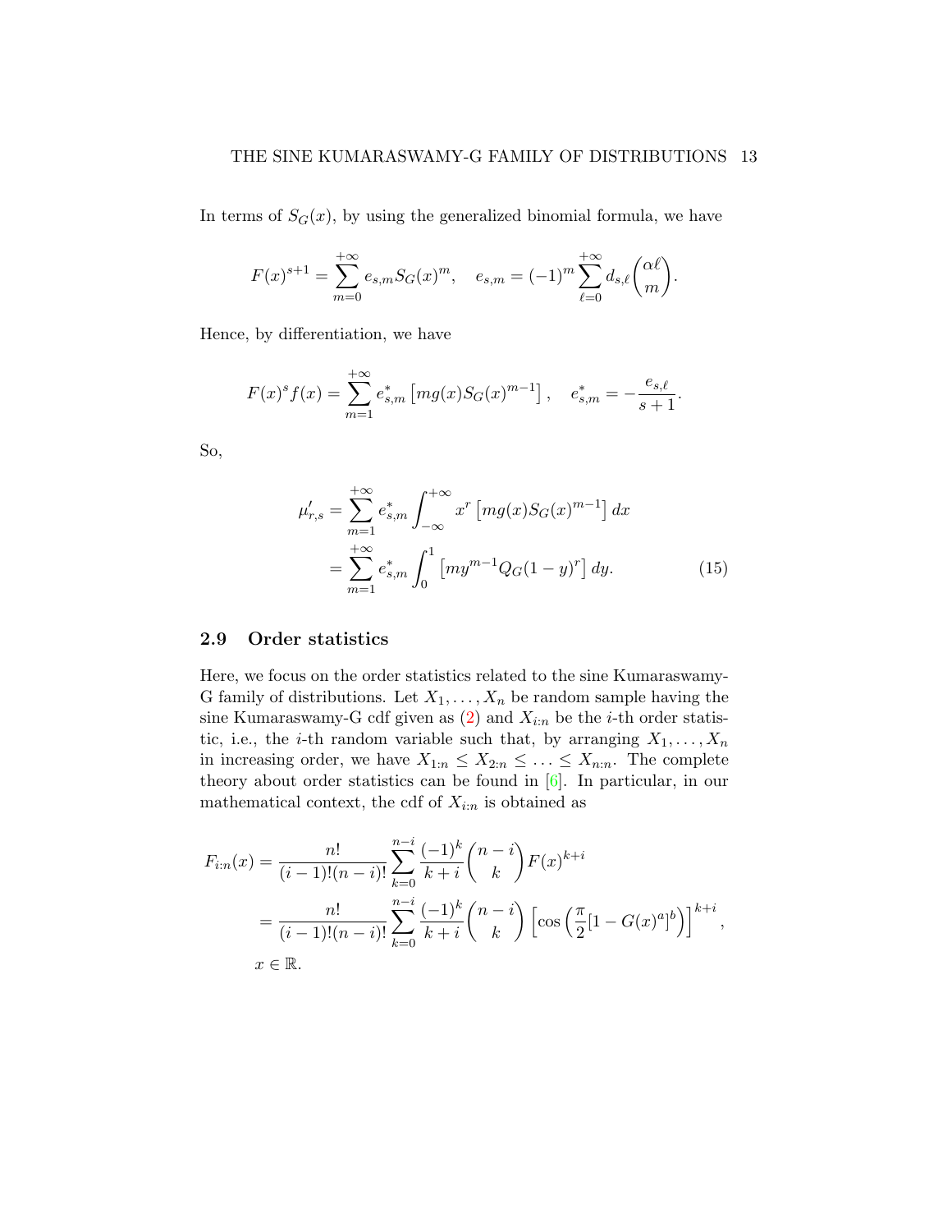In terms of $S_G(x)$, by using the generalized binomial formula, we have

$$F(x)^{s+1} = \sum_{m=0}^{+\infty} e_{s,m} S_G(x)^m, \quad e_{s,m} = (-1)^m \sum_{\ell=0}^{+\infty} d_{s,\ell} \binom{\alpha \ell}{m}.$$

Hence, by differentiation, we have

$$F(x)^s f(x) = \sum_{m=1}^{+\infty} e^*_{s,m} \left[ m g(x) S_G(x)^{m-1} \right], \quad e^*_{s,m} = -\frac{e_{s,\ell}}{s+1}.$$

So,

$$\begin{aligned}
\mu'_{r,s} &= \sum_{m=1}^{+\infty} e^*_{s,m} \int_{-\infty}^{+\infty} x^r \left[ m g(x) S_G(x)^{m-1} \right] dx \\
&= \sum_{m=1}^{+\infty} e^*_{s,m} \int_0^1 \left[ m y^{m-1} Q_G(1-y)^r \right] dy. \qquad (15)
\end{aligned}$$

## 2.9 Order statistics

Here, we focus on the order statistics related to the sine Kumaraswamy-G family of distributions. Let $X_1, \ldots, X_n$ be random sample having the sine Kumaraswamy-G cdf given as (2) and $X_{i:n}$ be the $i$-th order statistic, i.e., the $i$-th random variable such that, by arranging $X_1, \ldots, X_n$ in increasing order, we have $X_{1:n} \leq X_{2:n} \leq \ldots \leq X_{n:n}$. The complete theory about order statistics can be found in [6]. In particular, in our mathematical context, the cdf of $X_{i:n}$ is obtained as

$$\begin{aligned}
F_{i:n}(x) &= \frac{n!}{(i-1)!(n-i)!} \sum_{k=0}^{n-i} \frac{(-1)^k}{k+i} \binom{n-i}{k} F(x)^{k+i} \\
&= \frac{n!}{(i-1)!(n-i)!} \sum_{k=0}^{n-i} \frac{(-1)^k}{k+i} \binom{n-i}{k} \left[ \cos\left( \frac{\pi}{2} [1 - G(x)^a]^b \right) \right]^{k+i}, \\
& x \in \mathbb{R}.
\end{aligned}$$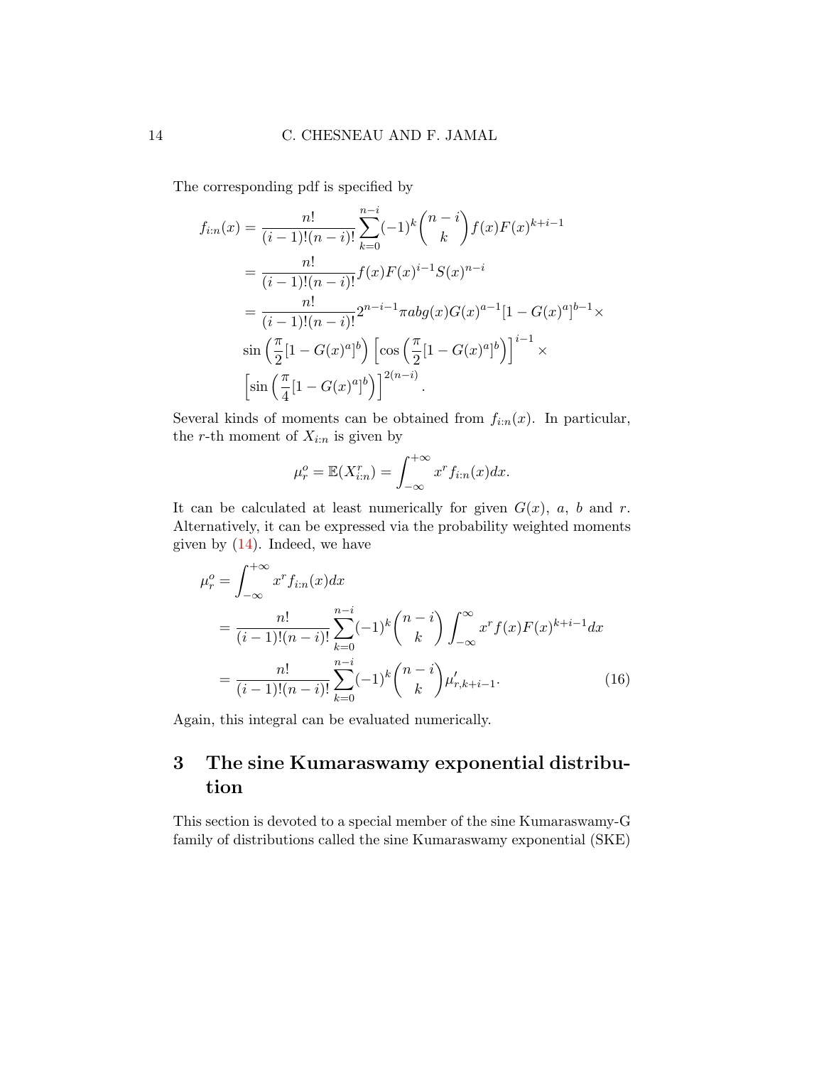The corresponding pdf is specified by

$$
\begin{aligned}
f_{i:n}(x) &= \frac{n!}{(i-1)!(n-i)!}\sum_{k=0}^{n-i}(-1)^k\binom{n-i}{k}f(x)F(x)^{k+i-1} \\
&= \frac{n!}{(i-1)!(n-i)!}f(x)F(x)^{i-1}S(x)^{n-i} \\
&= \frac{n!}{(i-1)!(n-i)!}2^{n-i-1}\pi abg(x)G(x)^{a-1}[1-G(x)^a]^{b-1}\times \\
&\sin\left(\frac{\pi}{2}[1-G(x)^a]^b\right)\left[\cos\left(\frac{\pi}{2}[1-G(x)^a]^b\right)\right]^{i-1}\times \\
&\left[\sin\left(\frac{\pi}{4}[1-G(x)^a]^b\right)\right]^{2(n-i)}.
\end{aligned}
$$

Several kinds of moments can be obtained from $f_{i:n}(x)$. In particular, the $r$-th moment of $X_{i:n}$ is given by

$$
\mu_r^o = \mathbb{E}(X_{i:n}^r) = \int_{-\infty}^{+\infty} x^r f_{i:n}(x)dx.
$$

It can be calculated at least numerically for given $G(x)$, $a$, $b$ and $r$. Alternatively, it can be expressed via the probability weighted moments given by (14). Indeed, we have

$$
\begin{aligned}
\mu_r^o &= \int_{-\infty}^{+\infty} x^r f_{i:n}(x)dx \\
&= \frac{n!}{(i-1)!(n-i)!}\sum_{k=0}^{n-i}(-1)^k\binom{n-i}{k}\int_{-\infty}^{\infty}x^r f(x)F(x)^{k+i-1}dx \\
&= \frac{n!}{(i-1)!(n-i)!}\sum_{k=0}^{n-i}(-1)^k\binom{n-i}{k}\mu'_{r,k+i-1}. \qquad (16)
\end{aligned}
$$

Again, this integral can be evaluated numerically.

## 3 The sine Kumaraswamy exponential distribution

This section is devoted to a special member of the sine Kumaraswamy-G family of distributions called the sine Kumaraswamy exponential (SKE)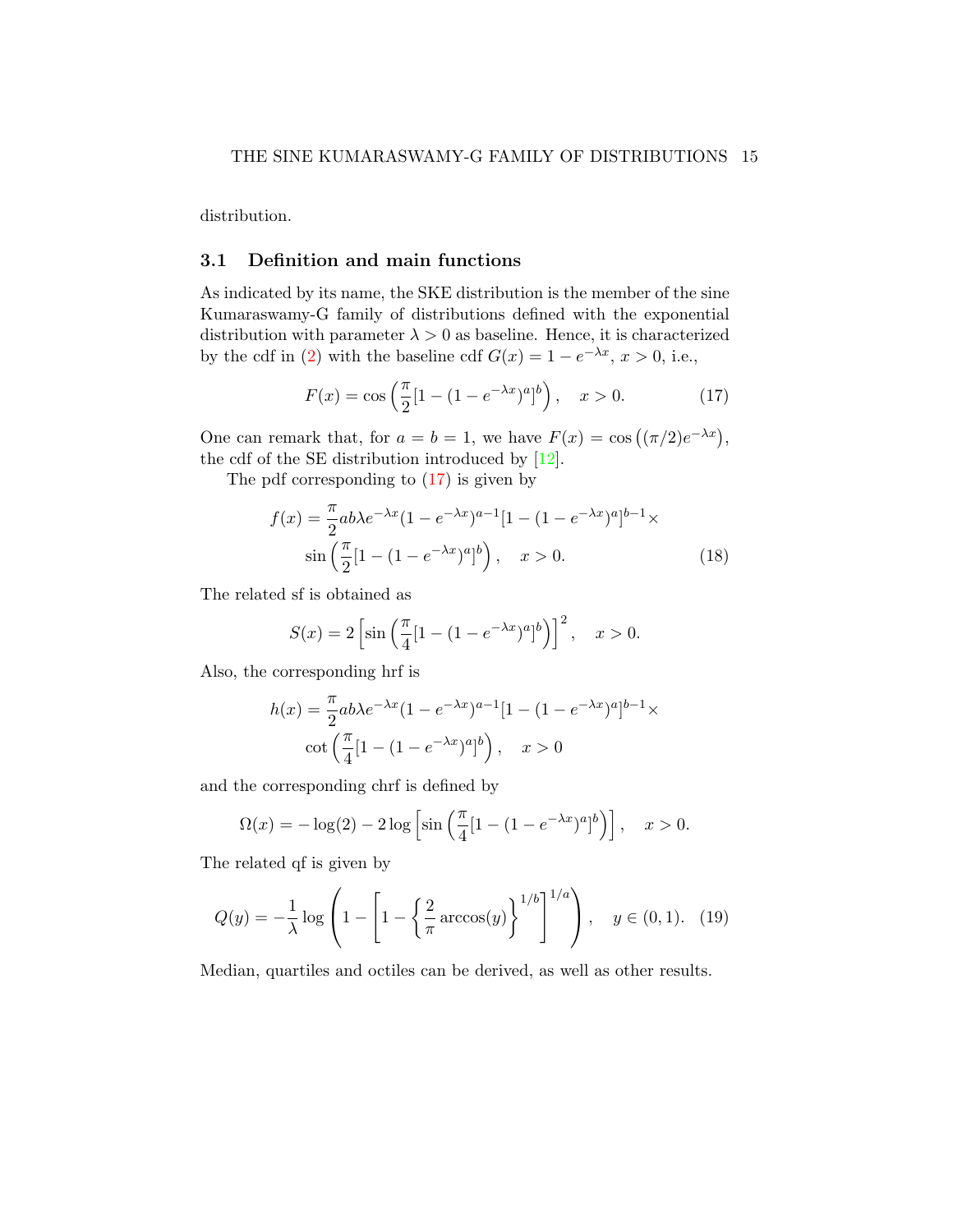distribution.

### 3.1 Definition and main functions

As indicated by its name, the SKE distribution is the member of the sine Kumaraswamy-G family of distributions defined with the exponential distribution with parameter $\lambda > 0$ as baseline. Hence, it is characterized by the cdf in (2) with the baseline cdf $G(x) = 1 - e^{-\lambda x}$, $x > 0$, i.e.,

$$F(x) = \cos\left(\frac{\pi}{2}[1 - (1 - e^{-\lambda x})^a]^b\right), \quad x > 0. \tag{17}$$

One can remark that, for $a = b = 1$, we have $F(x) = \cos\left((\pi/2)e^{-\lambda x}\right)$, the cdf of the SE distribution introduced by [12].

The pdf corresponding to (17) is given by

$$f(x) = \frac{\pi}{2} ab\lambda e^{-\lambda x}(1 - e^{-\lambda x})^{a-1}[1 - (1 - e^{-\lambda x})^a]^{b-1} \times \\ \sin\left(\frac{\pi}{2}[1 - (1 - e^{-\lambda x})^a]^b\right), \quad x > 0. \tag{18}$$

The related sf is obtained as

$$S(x) = 2\left[\sin\left(\frac{\pi}{4}[1 - (1 - e^{-\lambda x})^a]^b\right)\right]^2, \quad x > 0.$$

Also, the corresponding hrf is

$$h(x) = \frac{\pi}{2} ab\lambda e^{-\lambda x}(1 - e^{-\lambda x})^{a-1}[1 - (1 - e^{-\lambda x})^a]^{b-1} \times \\ \cot\left(\frac{\pi}{4}[1 - (1 - e^{-\lambda x})^a]^b\right), \quad x > 0$$

and the corresponding chrf is defined by

$$\Omega(x) = -\log(2) - 2\log\left[\sin\left(\frac{\pi}{4}[1 - (1 - e^{-\lambda x})^a]^b\right)\right], \quad x > 0.$$

The related qf is given by

$$Q(y) = -\frac{1}{\lambda}\log\left(1 - \left[1 - \left\{\frac{2}{\pi}\arccos(y)\right\}^{1/b}\right]^{1/a}\right), \quad y \in (0, 1). \tag{19}$$

Median, quartiles and octiles can be derived, as well as other results.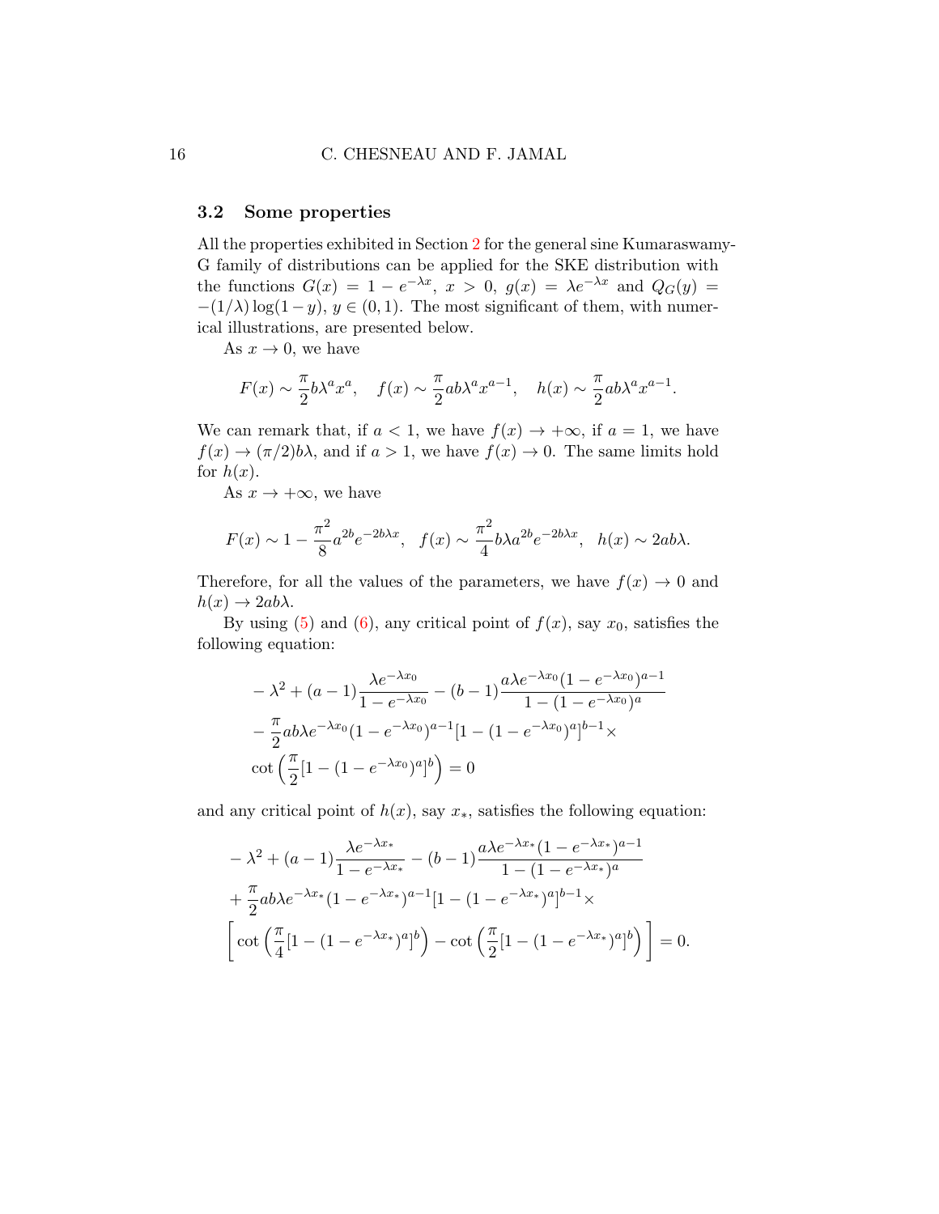### 3.2 Some properties

All the properties exhibited in Section 2 for the general sine Kumaraswamy-G family of distributions can be applied for the SKE distribution with the functions $G(x) = 1 - e^{-\lambda x}$, $x > 0$, $g(x) = \lambda e^{-\lambda x}$ and $Q_G(y) = -(1/\lambda)\log(1-y)$, $y \in (0,1)$. The most significant of them, with numerical illustrations, are presented below.

As $x \to 0$, we have

$$F(x) \sim \frac{\pi}{2} b\lambda^a x^a, \quad f(x) \sim \frac{\pi}{2} ab\lambda^a x^{a-1}, \quad h(x) \sim \frac{\pi}{2} ab\lambda^a x^{a-1}.$$

We can remark that, if $a < 1$, we have $f(x) \to +\infty$, if $a = 1$, we have $f(x) \to (\pi/2)b\lambda$, and if $a > 1$, we have $f(x) \to 0$. The same limits hold for $h(x)$.

As $x \to +\infty$, we have

$$F(x) \sim 1 - \frac{\pi^2}{8} a^{2b} e^{-2b\lambda x}, \quad f(x) \sim \frac{\pi^2}{4} b\lambda a^{2b} e^{-2b\lambda x}, \quad h(x) \sim 2ab\lambda.$$

Therefore, for all the values of the parameters, we have $f(x) \to 0$ and $h(x) \to 2ab\lambda$.

By using (5) and (6), any critical point of $f(x)$, say $x_0$, satisfies the following equation:

$$\begin{aligned}
&-\lambda^2 + (a-1)\frac{\lambda e^{-\lambda x_0}}{1 - e^{-\lambda x_0}} - (b-1)\frac{a\lambda e^{-\lambda x_0}(1 - e^{-\lambda x_0})^{a-1}}{1 - (1 - e^{-\lambda x_0})^a} \\
&- \frac{\pi}{2} ab\lambda e^{-\lambda x_0}(1 - e^{-\lambda x_0})^{a-1}[1 - (1 - e^{-\lambda x_0})^a]^{b-1} \times \\
&\cot\left(\frac{\pi}{2}[1 - (1 - e^{-\lambda x_0})^a]^b\right) = 0
\end{aligned}$$

and any critical point of $h(x)$, say $x_*$, satisfies the following equation:

$$\begin{aligned}
&-\lambda^2 + (a-1)\frac{\lambda e^{-\lambda x_*}}{1 - e^{-\lambda x_*}} - (b-1)\frac{a\lambda e^{-\lambda x_*}(1 - e^{-\lambda x_*})^{a-1}}{1 - (1 - e^{-\lambda x_*})^a} \\
&+ \frac{\pi}{2} ab\lambda e^{-\lambda x_*}(1 - e^{-\lambda x_*})^{a-1}[1 - (1 - e^{-\lambda x_*})^a]^{b-1} \times \\
&\left[\cot\left(\frac{\pi}{4}[1 - (1 - e^{-\lambda x_*})^a]^b\right) - \cot\left(\frac{\pi}{2}[1 - (1 - e^{-\lambda x_*})^a]^b\right)\right] = 0.
\end{aligned}$$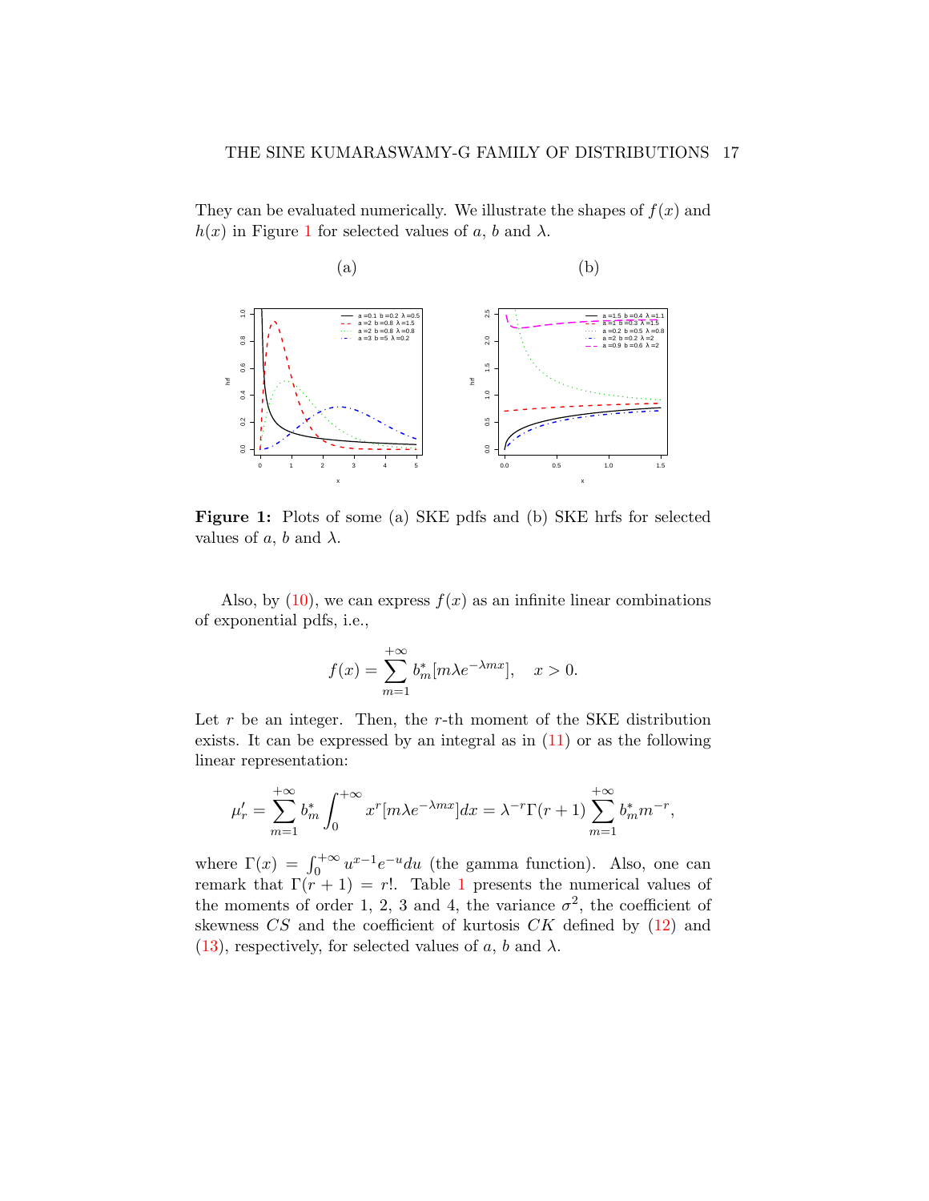They can be evaluated numerically. We illustrate the shapes of $f(x)$ and $h(x)$ in Figure 1 for selected values of $a$, $b$ and $\lambda$.

(a)

a =0.1 b =0.2 λ =0.5
a =2 b =0.8 λ =1.5
a =2 b =0.8 λ =0.8
a =3 b =5 λ =0.2

(b)

a =1.5 b =0.4 λ =1.1
a =1 b =0.3 λ =1.5
a =0.2 b =0.5 λ =0.8
a =2 b =0.2 λ =2
a =0.9 b =0.6 λ =2

**Figure 1:** Plots of some (a) SKE pdfs and (b) SKE hrfs for selected values of $a$, $b$ and $\lambda$.

Also, by (10), we can express $f(x)$ as an infinite linear combinations of exponential pdfs, i.e.,

$$f(x) = \sum_{m=1}^{+\infty} b_m^* [m\lambda e^{-\lambda m x}], \quad x > 0.$$

Let $r$ be an integer. Then, the $r$-th moment of the SKE distribution exists. It can be expressed by an integral as in (11) or as the following linear representation:

$$\mu_r' = \sum_{m=1}^{+\infty} b_m^* \int_0^{+\infty} x^r [m\lambda e^{-\lambda m x}] dx = \lambda^{-r}\Gamma(r+1) \sum_{m=1}^{+\infty} b_m^* m^{-r},$$

where $\Gamma(x) = \int_0^{+\infty} u^{x-1} e^{-u} du$ (the gamma function). Also, one can remark that $\Gamma(r+1) = r!$. Table 1 presents the numerical values of the moments of order 1, 2, 3 and 4, the variance $\sigma^2$, the coefficient of skewness $CS$ and the coefficient of kurtosis $CK$ defined by (12) and (13), respectively, for selected values of $a$, $b$ and $\lambda$.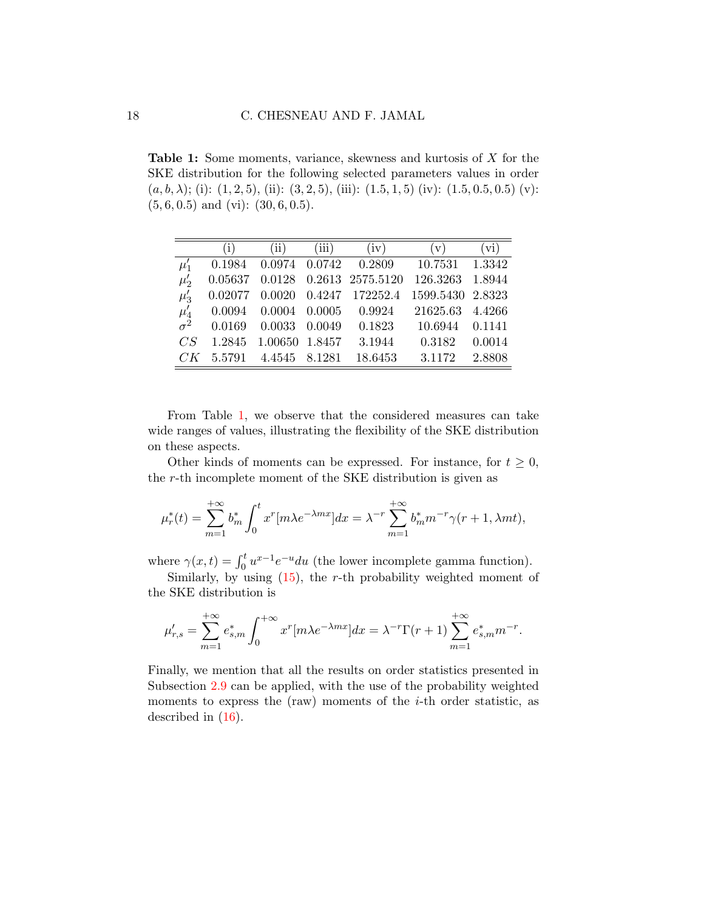**Table 1:** Some moments, variance, skewness and kurtosis of $X$ for the SKE distribution for the following selected parameters values in order $(a, b, \lambda)$; (i): $(1, 2, 5)$, (ii): $(3, 2, 5)$, (iii): $(1.5, 1, 5)$ (iv): $(1.5, 0.5, 0.5)$ (v): $(5, 6, 0.5)$ and (vi): $(30, 6, 0.5)$.

| | (i) | (ii) | (iii) | (iv) | (v) | (vi) |
|---|---|---|---|---|---|---|
| $\mu'_1$ | 0.1984 | 0.0974 | 0.0742 | 0.2809 | 10.7531 | 1.3342 |
| $\mu'_2$ | 0.05637 | 0.0128 | 0.2613 | 2575.5120 | 126.3263 | 1.8944 |
| $\mu'_3$ | 0.02077 | 0.0020 | 0.4247 | 172252.4 | 1599.5430 | 2.8323 |
| $\mu'_4$ | 0.0094 | 0.0004 | 0.0005 | 0.9924 | 21625.63 | 4.4266 |
| $\sigma^2$ | 0.0169 | 0.0033 | 0.0049 | 0.1823 | 10.6944 | 0.1141 |
| $CS$ | 1.2845 | 1.00650 | 1.8457 | 3.1944 | 0.3182 | 0.0014 |
| $CK$ | 5.5791 | 4.4545 | 8.1281 | 18.6453 | 3.1172 | 2.8808 |

From Table 1, we observe that the considered measures can take wide ranges of values, illustrating the flexibility of the SKE distribution on these aspects.

Other kinds of moments can be expressed. For instance, for $t \geq 0$, the $r$-th incomplete moment of the SKE distribution is given as

$$\mu_r^*(t) = \sum_{m=1}^{+\infty} b_m^* \int_0^t x^r [m\lambda e^{-\lambda m x}] dx = \lambda^{-r} \sum_{m=1}^{+\infty} b_m^* m^{-r} \gamma(r+1, \lambda m t),$$

where $\gamma(x, t) = \int_0^t u^{x-1} e^{-u} du$ (the lower incomplete gamma function).

Similarly, by using (15), the $r$-th probability weighted moment of the SKE distribution is

$$\mu'_{r,s} = \sum_{m=1}^{+\infty} e_{s,m}^* \int_0^{+\infty} x^r [m\lambda e^{-\lambda m x}] dx = \lambda^{-r} \Gamma(r+1) \sum_{m=1}^{+\infty} e_{s,m}^* m^{-r}.$$

Finally, we mention that all the results on order statistics presented in Subsection 2.9 can be applied, with the use of the probability weighted moments to express the (raw) moments of the $i$-th order statistic, as described in (16).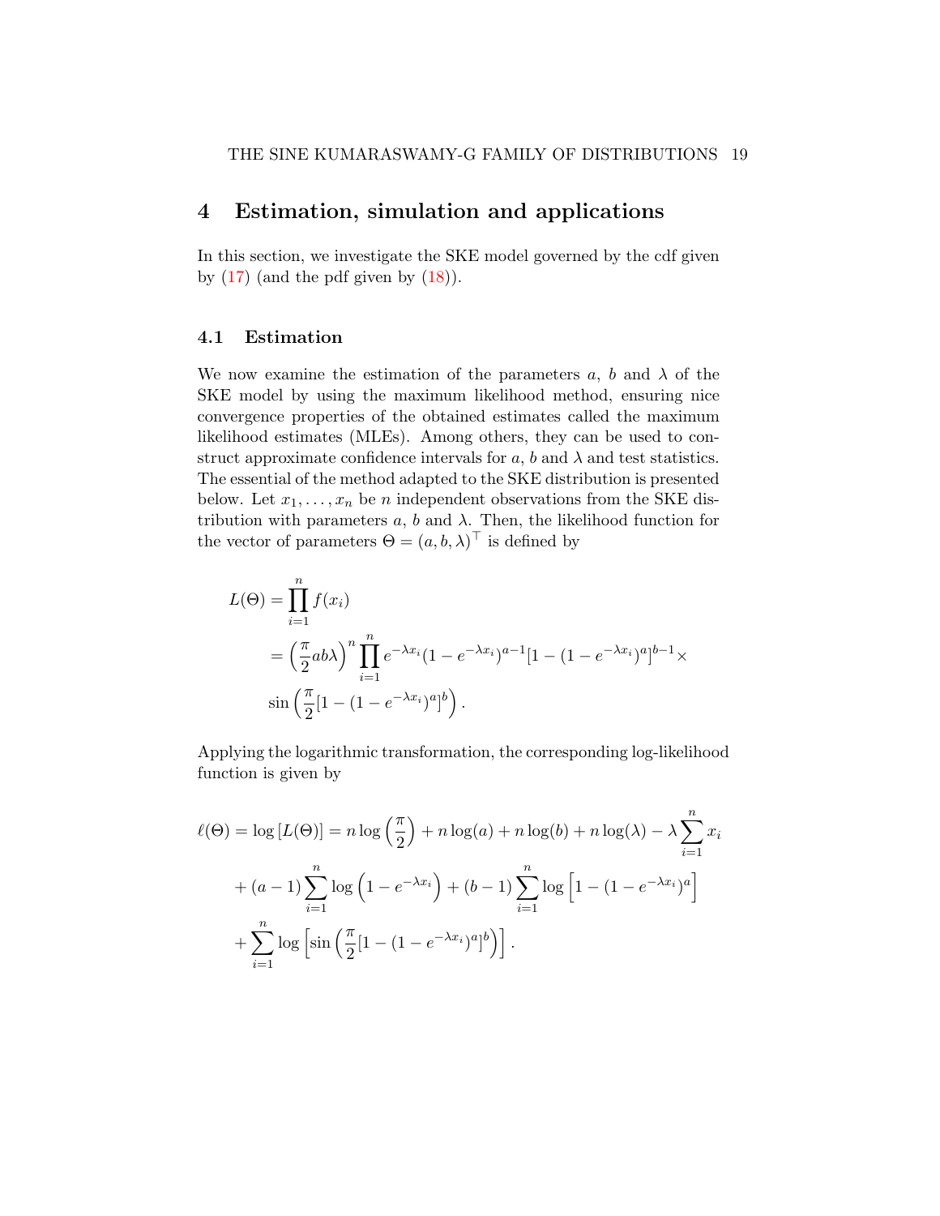## 4 Estimation, simulation and applications

In this section, we investigate the SKE model governed by the cdf given by (17) (and the pdf given by (18)).

### 4.1 Estimation

We now examine the estimation of the parameters $a$, $b$ and $\lambda$ of the SKE model by using the maximum likelihood method, ensuring nice convergence properties of the obtained estimates called the maximum likelihood estimates (MLEs). Among others, they can be used to construct approximate confidence intervals for $a$, $b$ and $\lambda$ and test statistics. The essential of the method adapted to the SKE distribution is presented below. Let $x_1, \ldots, x_n$ be $n$ independent observations from the SKE distribution with parameters $a$, $b$ and $\lambda$. Then, the likelihood function for the vector of parameters $\Theta = (a, b, \lambda)^\top$ is defined by

$$
\begin{aligned}
L(\Theta) &= \prod_{i=1}^{n} f(x_i) \\
&= \left(\frac{\pi}{2} ab\lambda\right)^n \prod_{i=1}^{n} e^{-\lambda x_i}(1 - e^{-\lambda x_i})^{a-1}[1 - (1 - e^{-\lambda x_i})^a]^{b-1} \times \\
&\quad \sin\left(\frac{\pi}{2}[1 - (1 - e^{-\lambda x_i})^a]^b\right).
\end{aligned}
$$

Applying the logarithmic transformation, the corresponding log-likelihood function is given by

$$
\begin{aligned}
\ell(\Theta) = \log[L(\Theta)] &= n\log\left(\frac{\pi}{2}\right) + n\log(a) + n\log(b) + n\log(\lambda) - \lambda\sum_{i=1}^{n} x_i \\
&+ (a-1)\sum_{i=1}^{n}\log\left(1 - e^{-\lambda x_i}\right) + (b-1)\sum_{i=1}^{n}\log\left[1 - (1 - e^{-\lambda x_i})^a\right] \\
&+ \sum_{i=1}^{n}\log\left[\sin\left(\frac{\pi}{2}[1 - (1 - e^{-\lambda x_i})^a]^b\right)\right].
\end{aligned}
$$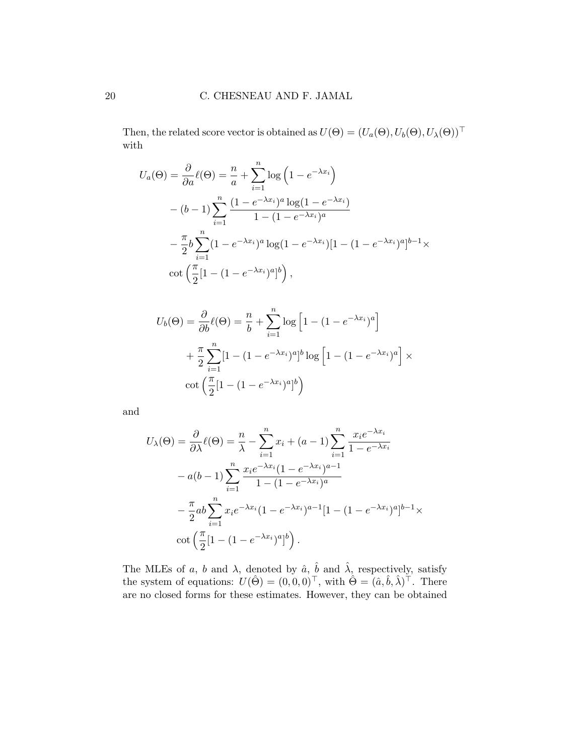Then, the related score vector is obtained as $U(\Theta) = (U_a(\Theta), U_b(\Theta), U_\lambda(\Theta))^\top$ with

$$
\begin{aligned}
U_a(\Theta) = \frac{\partial}{\partial a}\ell(\Theta) &= \frac{n}{a} + \sum_{i=1}^{n} \log\left(1 - e^{-\lambda x_i}\right) \\
&- (b-1)\sum_{i=1}^{n} \frac{(1-e^{-\lambda x_i})^a \log(1-e^{-\lambda x_i})}{1-(1-e^{-\lambda x_i})^a} \\
&- \frac{\pi}{2} b \sum_{i=1}^{n} (1-e^{-\lambda x_i})^a \log(1-e^{-\lambda x_i})[1-(1-e^{-\lambda x_i})^a]^{b-1} \times \\
&\cot\left(\frac{\pi}{2}[1-(1-e^{-\lambda x_i})^a]^b\right),
\end{aligned}
$$

$$
\begin{aligned}
U_b(\Theta) = \frac{\partial}{\partial b}\ell(\Theta) &= \frac{n}{b} + \sum_{i=1}^{n} \log\left[1 - (1-e^{-\lambda x_i})^a\right] \\
&+ \frac{\pi}{2} \sum_{i=1}^{n} [1-(1-e^{-\lambda x_i})^a]^b \log\left[1-(1-e^{-\lambda x_i})^a\right] \times \\
&\cot\left(\frac{\pi}{2}[1-(1-e^{-\lambda x_i})^a]^b\right)
\end{aligned}
$$

and

$$
\begin{aligned}
U_\lambda(\Theta) = \frac{\partial}{\partial \lambda}\ell(\Theta) &= \frac{n}{\lambda} - \sum_{i=1}^{n} x_i + (a-1)\sum_{i=1}^{n} \frac{x_i e^{-\lambda x_i}}{1-e^{-\lambda x_i}} \\
&- a(b-1)\sum_{i=1}^{n} \frac{x_i e^{-\lambda x_i}(1-e^{-\lambda x_i})^{a-1}}{1-(1-e^{-\lambda x_i})^a} \\
&- \frac{\pi}{2} ab \sum_{i=1}^{n} x_i e^{-\lambda x_i}(1-e^{-\lambda x_i})^{a-1}[1-(1-e^{-\lambda x_i})^a]^{b-1} \times \\
&\cot\left(\frac{\pi}{2}[1-(1-e^{-\lambda x_i})^a]^b\right).
\end{aligned}
$$

The MLEs of $a$, $b$ and $\lambda$, denoted by $\hat{a}$, $\hat{b}$ and $\hat{\lambda}$, respectively, satisfy the system of equations: $U(\hat{\Theta}) = (0,0,0)^\top$, with $\hat{\Theta} = (\hat{a}, \hat{b}, \hat{\lambda})^\top$. There are no closed forms for these estimates. However, they can be obtained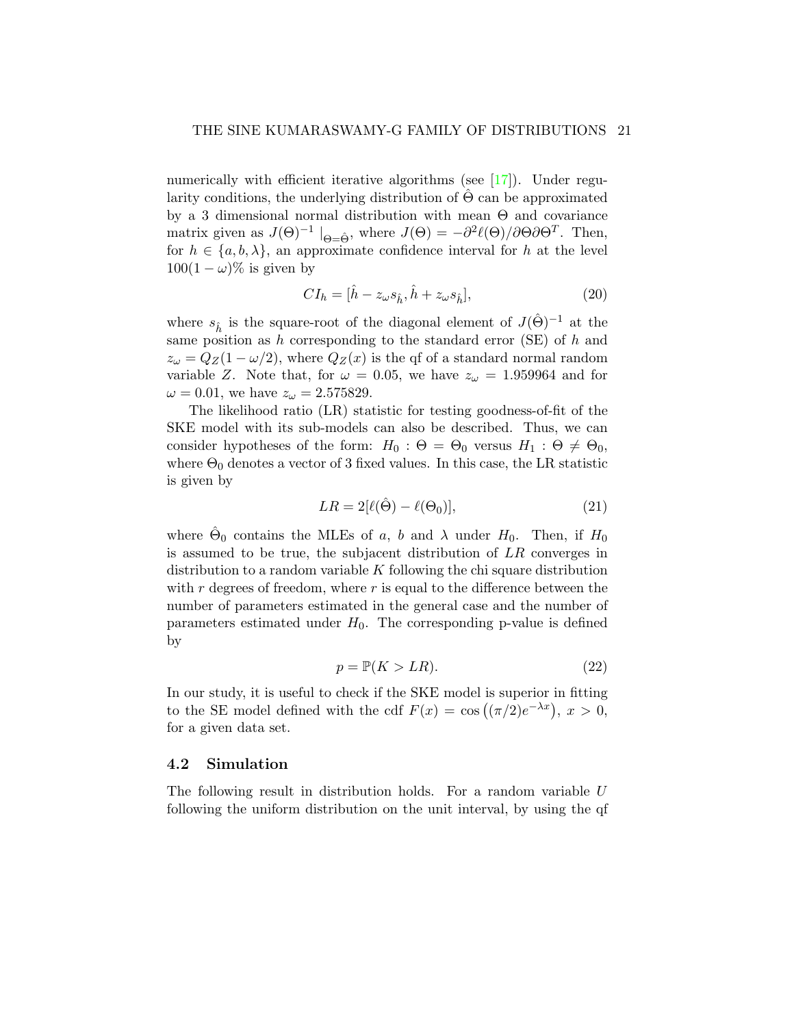numerically with efficient iterative algorithms (see [17]). Under regularity conditions, the underlying distribution of $\hat{\Theta}$ can be approximated by a 3 dimensional normal distribution with mean $\Theta$ and covariance matrix given as $J(\Theta)^{-1} \mid_{\Theta=\hat{\Theta}}$, where $J(\Theta) = -\partial^2 \ell(\Theta)/\partial\Theta\partial\Theta^T$. Then, for $h \in \{a, b, \lambda\}$, an approximate confidence interval for $h$ at the level $100(1-\omega)\%$ is given by

$$CI_h = [\hat{h} - z_\omega s_{\hat{h}}, \hat{h} + z_\omega s_{\hat{h}}], \tag{20}$$

where $s_{\hat{h}}$ is the square-root of the diagonal element of $J(\hat{\Theta})^{-1}$ at the same position as $h$ corresponding to the standard error (SE) of $h$ and $z_\omega = Q_Z(1-\omega/2)$, where $Q_Z(x)$ is the qf of a standard normal random variable $Z$. Note that, for $\omega = 0.05$, we have $z_\omega = 1.959964$ and for $\omega = 0.01$, we have $z_\omega = 2.575829$.

The likelihood ratio (LR) statistic for testing goodness-of-fit of the SKE model with its sub-models can also be described. Thus, we can consider hypotheses of the form: $H_0 : \Theta = \Theta_0$ versus $H_1 : \Theta \neq \Theta_0$, where $\Theta_0$ denotes a vector of 3 fixed values. In this case, the LR statistic is given by

$$LR = 2[\ell(\hat{\Theta}) - \ell(\Theta_0)], \tag{21}$$

where $\hat{\Theta}_0$ contains the MLEs of $a$, $b$ and $\lambda$ under $H_0$. Then, if $H_0$ is assumed to be true, the subjacent distribution of $LR$ converges in distribution to a random variable $K$ following the chi square distribution with $r$ degrees of freedom, where $r$ is equal to the difference between the number of parameters estimated in the general case and the number of parameters estimated under $H_0$. The corresponding p-value is defined by

$$p = \mathbb{P}(K > LR). \tag{22}$$

In our study, it is useful to check if the SKE model is superior in fitting to the SE model defined with the cdf $F(x) = \cos\left((\pi/2)e^{-\lambda x}\right)$, $x > 0$, for a given data set.

### 4.2 Simulation

The following result in distribution holds. For a random variable $U$ following the uniform distribution on the unit interval, by using the qf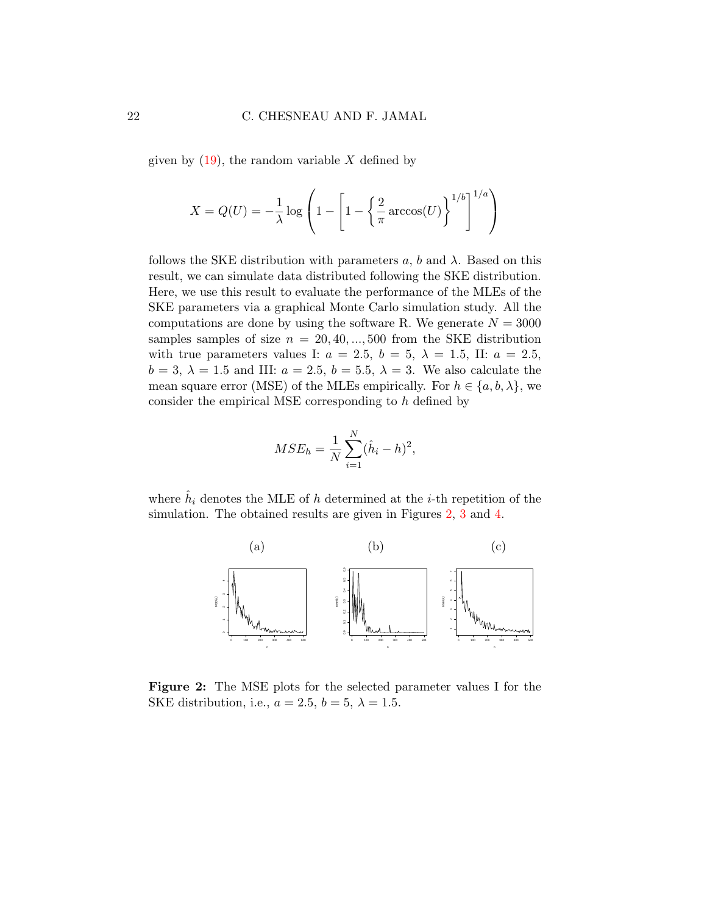given by (19), the random variable $X$ defined by

$$X = Q(U) = -\frac{1}{\lambda}\log\left(1 - \left[1 - \left\{\frac{2}{\pi}\arccos(U)\right\}^{1/b}\right]^{1/a}\right)$$

follows the SKE distribution with parameters $a$, $b$ and $\lambda$. Based on this result, we can simulate data distributed following the SKE distribution. Here, we use this result to evaluate the performance of the MLEs of the SKE parameters via a graphical Monte Carlo simulation study. All the computations are done by using the software R. We generate $N = 3000$ samples samples of size $n = 20, 40, ..., 500$ from the SKE distribution with true parameters values I: $a = 2.5$, $b = 5$, $\lambda = 1.5$, II: $a = 2.5$, $b = 3$, $\lambda = 1.5$ and III: $a = 2.5$, $b = 5.5$, $\lambda = 3$. We also calculate the mean square error (MSE) of the MLEs empirically. For $h \in \{a, b, \lambda\}$, we consider the empirical MSE corresponding to $h$ defined by

$$MSE_h = \frac{1}{N}\sum_{i=1}^{N}(\hat{h}_i - h)^2,$$

where $\hat{h}_i$ denotes the MLE of $h$ determined at the $i$-th repetition of the simulation. The obtained results are given in Figures 2, 3 and 4.

(a) (b) (c)

**Figure 2:** The MSE plots for the selected parameter values I for the SKE distribution, i.e., $a = 2.5$, $b = 5$, $\lambda = 1.5$.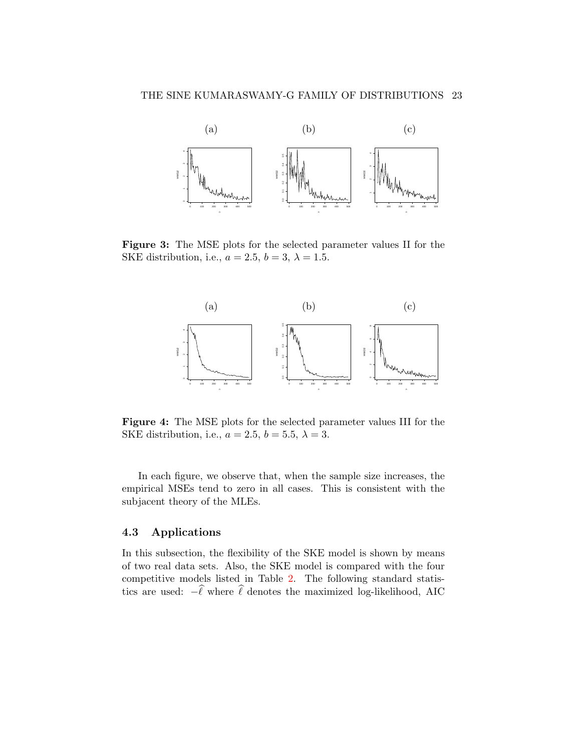(a) (b) (c)

Figure 3: The MSE plots for the selected parameter values II for the SKE distribution, i.e., $a = 2.5$, $b = 3$, $\lambda = 1.5$.

(a) (b) (c)

Figure 4: The MSE plots for the selected parameter values III for the SKE distribution, i.e., $a = 2.5$, $b = 5.5$, $\lambda = 3$.

In each figure, we observe that, when the sample size increases, the empirical MSEs tend to zero in all cases. This is consistent with the subjacent theory of the MLEs.

### 4.3 Applications

In this subsection, the flexibility of the SKE model is shown by means of two real data sets. Also, the SKE model is compared with the four competitive models listed in Table 2. The following standard statistics are used: $-\widehat{\ell}$ where $\widehat{\ell}$ denotes the maximized log-likelihood, AIC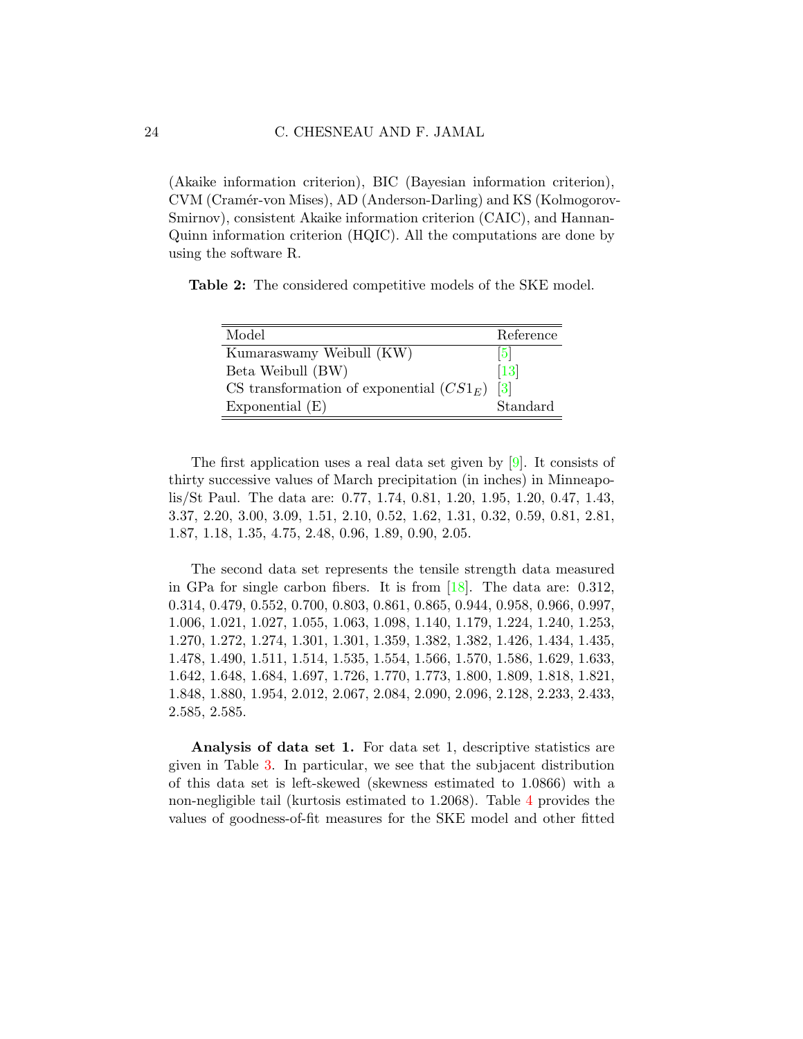(Akaike information criterion), BIC (Bayesian information criterion), CVM (Cramér-von Mises), AD (Anderson-Darling) and KS (Kolmogorov-Smirnov), consistent Akaike information criterion (CAIC), and Hannan-Quinn information criterion (HQIC). All the computations are done by using the software R.

**Table 2:** The considered competitive models of the SKE model.

| Model | Reference |
|---|---|
| Kumaraswamy Weibull (KW) | [5] |
| Beta Weibull (BW) | [13] |
| CS transformation of exponential ($CS1_E$) | [3] |
| Exponential (E) | Standard |

The first application uses a real data set given by [9]. It consists of thirty successive values of March precipitation (in inches) in Minneapolis/St Paul. The data are: 0.77, 1.74, 0.81, 1.20, 1.95, 1.20, 0.47, 1.43, 3.37, 2.20, 3.00, 3.09, 1.51, 2.10, 0.52, 1.62, 1.31, 0.32, 0.59, 0.81, 2.81, 1.87, 1.18, 1.35, 4.75, 2.48, 0.96, 1.89, 0.90, 2.05.

The second data set represents the tensile strength data measured in GPa for single carbon fibers. It is from [18]. The data are: 0.312, 0.314, 0.479, 0.552, 0.700, 0.803, 0.861, 0.865, 0.944, 0.958, 0.966, 0.997, 1.006, 1.021, 1.027, 1.055, 1.063, 1.098, 1.140, 1.179, 1.224, 1.240, 1.253, 1.270, 1.272, 1.274, 1.301, 1.301, 1.359, 1.382, 1.382, 1.426, 1.434, 1.435, 1.478, 1.490, 1.511, 1.514, 1.535, 1.554, 1.566, 1.570, 1.586, 1.629, 1.633, 1.642, 1.648, 1.684, 1.697, 1.726, 1.770, 1.773, 1.800, 1.809, 1.818, 1.821, 1.848, 1.880, 1.954, 2.012, 2.067, 2.084, 2.090, 2.096, 2.128, 2.233, 2.433, 2.585, 2.585.

**Analysis of data set 1.** For data set 1, descriptive statistics are given in Table 3. In particular, we see that the subjacent distribution of this data set is left-skewed (skewness estimated to 1.0866) with a non-negligible tail (kurtosis estimated to 1.2068). Table 4 provides the values of goodness-of-fit measures for the SKE model and other fitted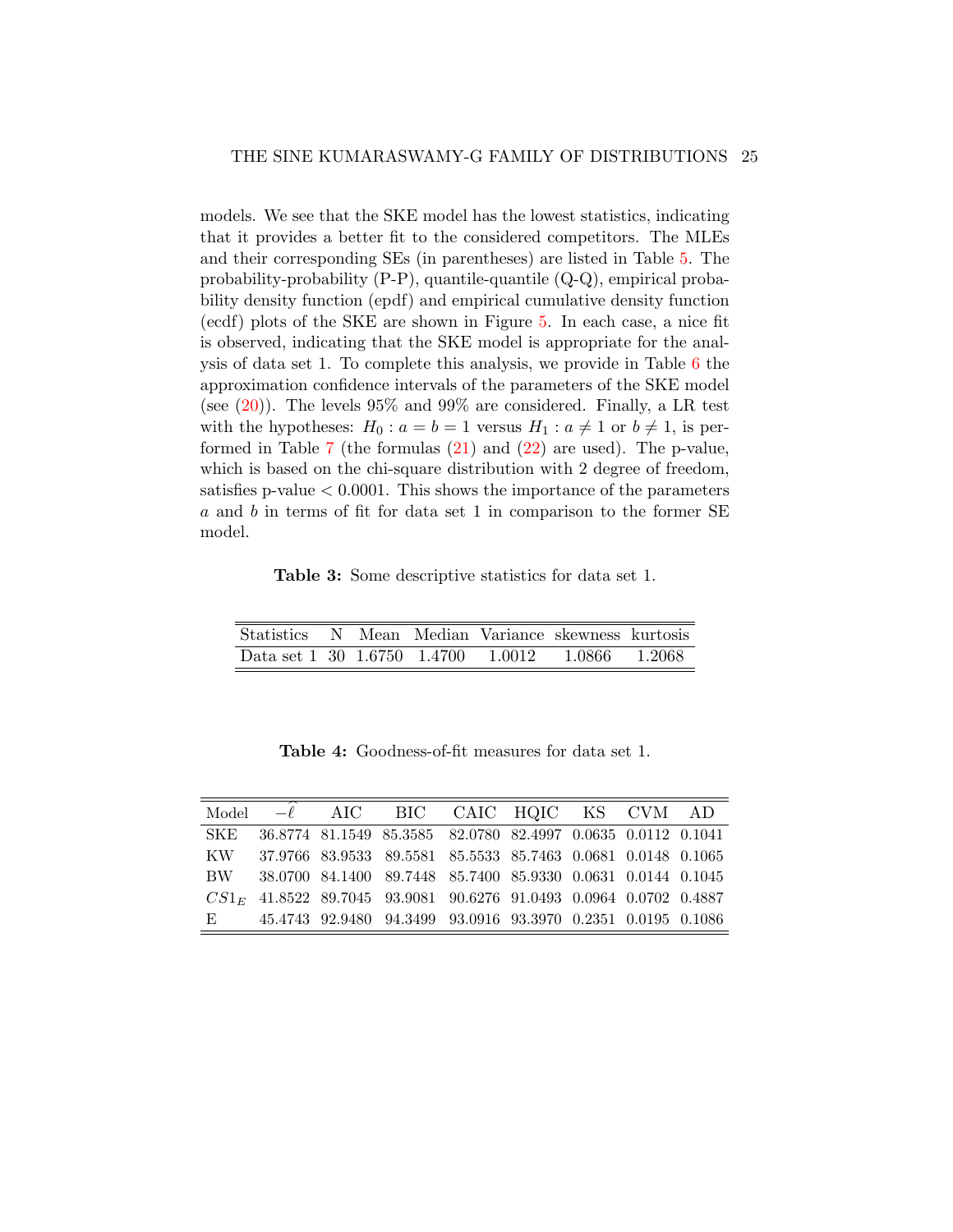models. We see that the SKE model has the lowest statistics, indicating that it provides a better fit to the considered competitors. The MLEs and their corresponding SEs (in parentheses) are listed in Table 5. The probability-probability (P-P), quantile-quantile (Q-Q), empirical probability density function (epdf) and empirical cumulative density function (ecdf) plots of the SKE are shown in Figure 5. In each case, a nice fit is observed, indicating that the SKE model is appropriate for the analysis of data set 1. To complete this analysis, we provide in Table 6 the approximation confidence intervals of the parameters of the SKE model (see (20)). The levels 95% and 99% are considered. Finally, a LR test with the hypotheses: $H_0 : a = b = 1$ versus $H_1 : a \neq 1$ or $b \neq 1$, is performed in Table 7 (the formulas (21) and (22) are used). The p-value, which is based on the chi-square distribution with 2 degree of freedom, satisfies p-value $< 0.0001$. This shows the importance of the parameters $a$ and $b$ in terms of fit for data set 1 in comparison to the former SE model.

**Table 3:** Some descriptive statistics for data set 1.

| Statistics | N | Mean | Median | Variance | skewness | kurtosis |
|---|---|---|---|---|---|---|
| Data set 1 | 30 | 1.6750 | 1.4700 | 1.0012 | 1.0866 | 1.2068 |

**Table 4:** Goodness-of-fit measures for data set 1.

| Model | $-\widehat{\ell}$ | AIC | BIC | CAIC | HQIC | KS | CVM | AD |
|---|---|---|---|---|---|---|---|---|
| SKE | 36.8774 | 81.1549 | 85.3585 | 82.0780 | 82.4997 | 0.0635 | 0.0112 | 0.1041 |
| KW | 37.9766 | 83.9533 | 89.5581 | 85.5533 | 85.7463 | 0.0681 | 0.0148 | 0.1065 |
| BW | 38.0700 | 84.1400 | 89.7448 | 85.7400 | 85.9330 | 0.0631 | 0.0144 | 0.1045 |
| $CS1_E$ | 41.8522 | 89.7045 | 93.9081 | 90.6276 | 91.0493 | 0.0964 | 0.0702 | 0.4887 |
| E | 45.4743 | 92.9480 | 94.3499 | 93.0916 | 93.3970 | 0.2351 | 0.0195 | 0.1086 |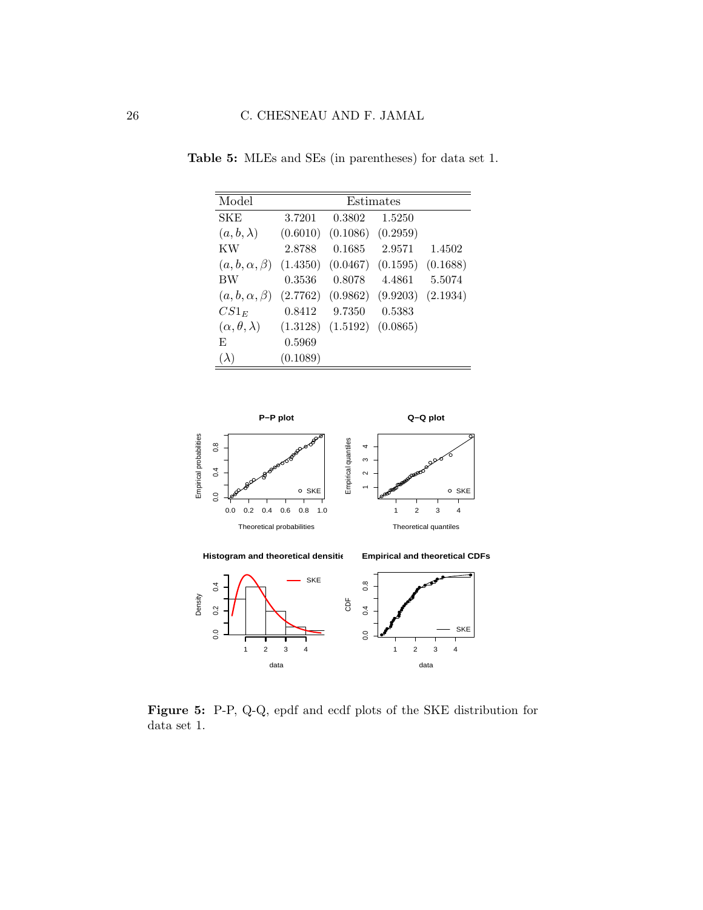**Table 5:** MLEs and SEs (in parentheses) for data set 1.

| Model | Estimates | | | |
|---|---|---|---|---|
| SKE | 3.7201 | 0.3802 | 1.5250 | |
| $(a, b, \lambda)$ | (0.6010) | (0.1086) | (0.2959) | |
| KW | 2.8788 | 0.1685 | 2.9571 | 1.4502 |
| $(a, b, \alpha, \beta)$ | (1.4350) | (0.0467) | (0.1595) | (0.1688) |
| BW | 0.3536 | 0.8078 | 4.4861 | 5.5074 |
| $(a, b, \alpha, \beta)$ | (2.7762) | (0.9862) | (9.9203) | (2.1934) |
| $CS1_E$ | 0.8412 | 9.7350 | 0.5383 | |
| $(\alpha, \theta, \lambda)$ | (1.3128) | (1.5192) | (0.0865) | |
| E | 0.5969 | | | |
| $(\lambda)$ | (0.1089) | | | |

P–P plot

Empirical probabilities

0.0 0.4 0.8

0.0 0.2 0.4 0.6 0.8 1.0

Theoretical probabilities

SKE

Q–Q plot

Empirical quantiles

1 2 3 4

1 2 3 4

Theoretical quantiles

SKE

Histogram and theoretical densitie

Density

0.0 0.2 0.4

1 2 3 4

data

SKE

Empirical and theoretical CDFs

CDF

0.0 0.4 0.8

1 2 3 4

data

SKE

**Figure 5:** P-P, Q-Q, epdf and ecdf plots of the SKE distribution for data set 1.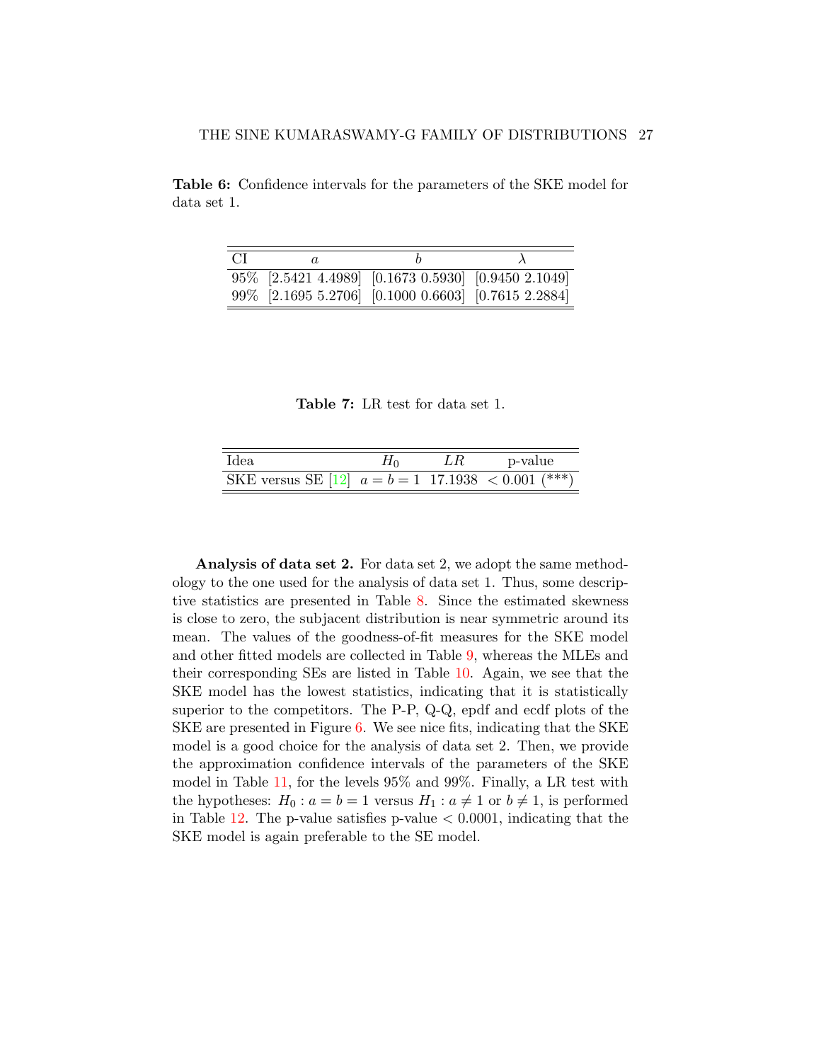**Table 6:** Confidence intervals for the parameters of the SKE model for data set 1.

| CI | $a$ | $b$ | $\lambda$ |
|---|---|---|---|
| 95% | [2.5421 4.4989] | [0.1673 0.5930] | [0.9450 2.1049] |
| 99% | [2.1695 5.2706] | [0.1000 0.6603] | [0.7615 2.2884] |

**Table 7:** LR test for data set 1.

| Idea | $H_0$ | $LR$ | p-value |
|---|---|---|---|
| SKE versus SE [12] | $a = b = 1$ | 17.1938 | $< 0.001$ (***) |

**Analysis of data set 2.** For data set 2, we adopt the same methodology to the one used for the analysis of data set 1. Thus, some descriptive statistics are presented in Table 8. Since the estimated skewness is close to zero, the subjacent distribution is near symmetric around its mean. The values of the goodness-of-fit measures for the SKE model and other fitted models are collected in Table 9, whereas the MLEs and their corresponding SEs are listed in Table 10. Again, we see that the SKE model has the lowest statistics, indicating that it is statistically superior to the competitors. The P-P, Q-Q, epdf and ecdf plots of the SKE are presented in Figure 6. We see nice fits, indicating that the SKE model is a good choice for the analysis of data set 2. Then, we provide the approximation confidence intervals of the parameters of the SKE model in Table 11, for the levels 95% and 99%. Finally, a LR test with the hypotheses: $H_0 : a = b = 1$ versus $H_1 : a \neq 1$ or $b \neq 1$, is performed in Table 12. The p-value satisfies p-value $< 0.0001$, indicating that the SKE model is again preferable to the SE model.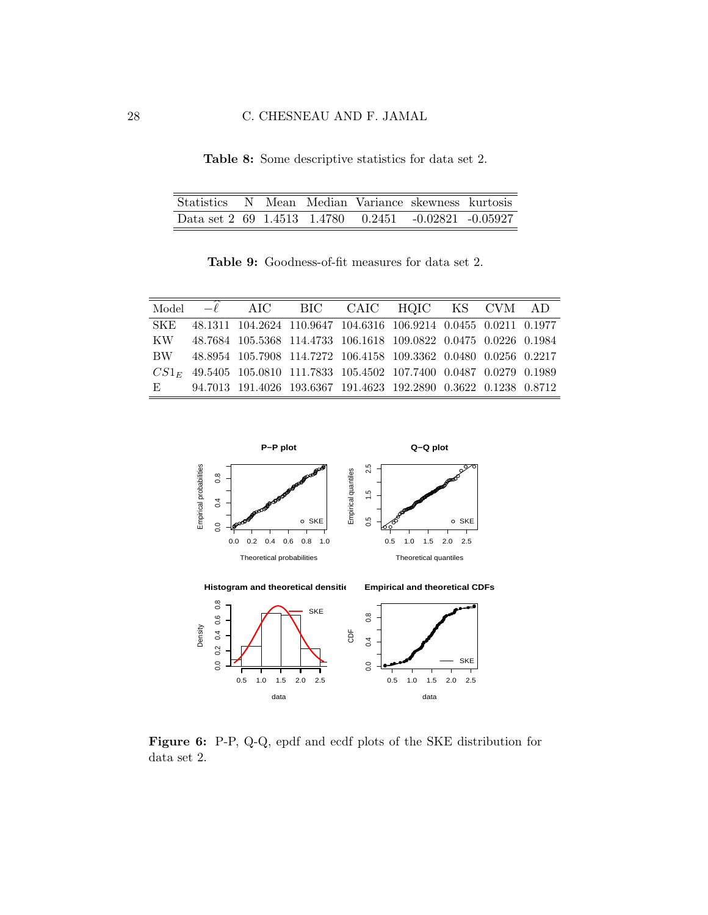**Table 8:** Some descriptive statistics for data set 2.

| Statistics | N | Mean | Median | Variance | skewness | kurtosis |
|---|---|---|---|---|---|---|
| Data set 2 | 69 | 1.4513 | 1.4780 | 0.2451 | -0.02821 | -0.05927 |

**Table 9:** Goodness-of-fit measures for data set 2.

| Model | $-\widehat{\ell}$ | AIC | BIC | CAIC | HQIC | KS | CVM | AD |
|---|---|---|---|---|---|---|---|---|
| SKE | 48.1311 | 104.2624 | 110.9647 | 104.6316 | 106.9214 | 0.0455 | 0.0211 | 0.1977 |
| KW | 48.7684 | 105.5368 | 114.4733 | 106.1618 | 109.0822 | 0.0475 | 0.0226 | 0.1984 |
| BW | 48.8954 | 105.7908 | 114.7272 | 106.4158 | 109.3362 | 0.0480 | 0.0256 | 0.2217 |
| $CS1_E$ | 49.5405 | 105.0810 | 111.7833 | 105.4502 | 107.7400 | 0.0487 | 0.0279 | 0.1989 |
| E | 94.7013 | 191.4026 | 193.6367 | 191.4623 | 192.2890 | 0.3622 | 0.1238 | 0.8712 |

P−P plot

Empirical probabilities

Theoretical probabilities

0.0 0.2 0.4 0.6 0.8 1.0

0.0 0.4 0.8

SKE

Q−Q plot

Empirical quantiles

Theoretical quantiles

0.5 1.0 1.5 2.0 2.5

0.5 1.5 2.5

SKE

Histogram and theoretical densitie

Density

data

0.5 1.0 1.5 2.0 2.5

0.0 0.2 0.4 0.6 0.8

SKE

Empirical and theoretical CDFs

CDF

data

0.5 1.0 1.5 2.0 2.5

0.0 0.4 0.8

SKE

**Figure 6:** P-P, Q-Q, epdf and ecdf plots of the SKE distribution for data set 2.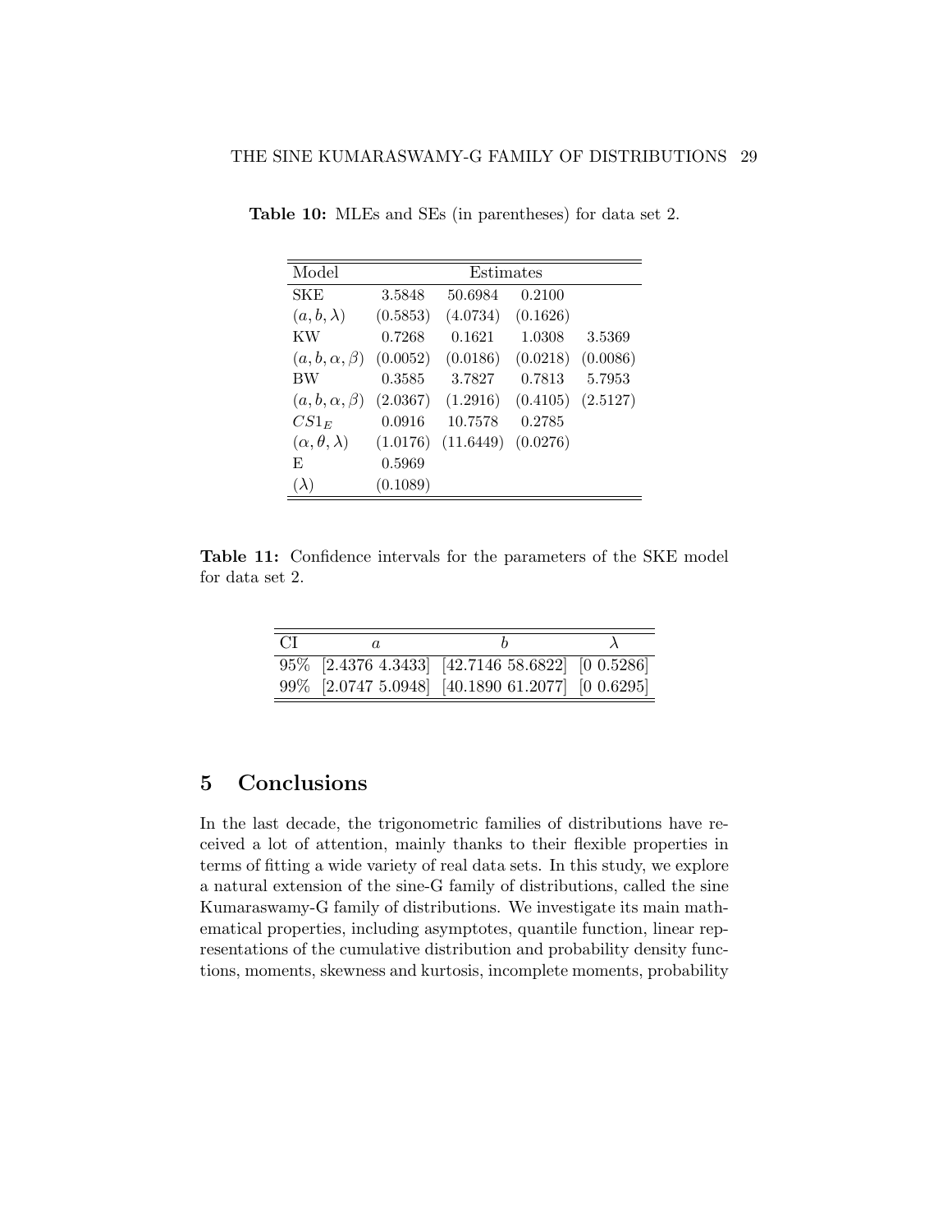**Table 10:** MLEs and SEs (in parentheses) for data set 2.

| Model | Estimates | | | |
|---|---|---|---|---|
| SKE | 3.5848 | 50.6984 | 0.2100 | |
| $(a, b, \lambda)$ | (0.5853) | (4.0734) | (0.1626) | |
| KW | 0.7268 | 0.1621 | 1.0308 | 3.5369 |
| $(a, b, \alpha, \beta)$ | (0.0052) | (0.0186) | (0.0218) | (0.0086) |
| BW | 0.3585 | 3.7827 | 0.7813 | 5.7953 |
| $(a, b, \alpha, \beta)$ | (2.0367) | (1.2916) | (0.4105) | (2.5127) |
| $CS1_E$ | 0.0916 | 10.7578 | 0.2785 | |
| $(\alpha, \theta, \lambda)$ | (1.0176) | (11.6449) | (0.0276) | |
| E | 0.5969 | | | |
| $(\lambda)$ | (0.1089) | | | |

**Table 11:** Confidence intervals for the parameters of the SKE model for data set 2.

| CI | $a$ | $b$ | $\lambda$ |
|---|---|---|---|
| 95% | [2.4376 4.3433] | [42.7146 58.6822] | [0 0.5286] |
| 99% | [2.0747 5.0948] | [40.1890 61.2077] | [0 0.6295] |

## 5 Conclusions

In the last decade, the trigonometric families of distributions have received a lot of attention, mainly thanks to their flexible properties in terms of fitting a wide variety of real data sets. In this study, we explore a natural extension of the sine-G family of distributions, called the sine Kumaraswamy-G family of distributions. We investigate its main mathematical properties, including asymptotes, quantile function, linear representations of the cumulative distribution and probability density functions, moments, skewness and kurtosis, incomplete moments, probability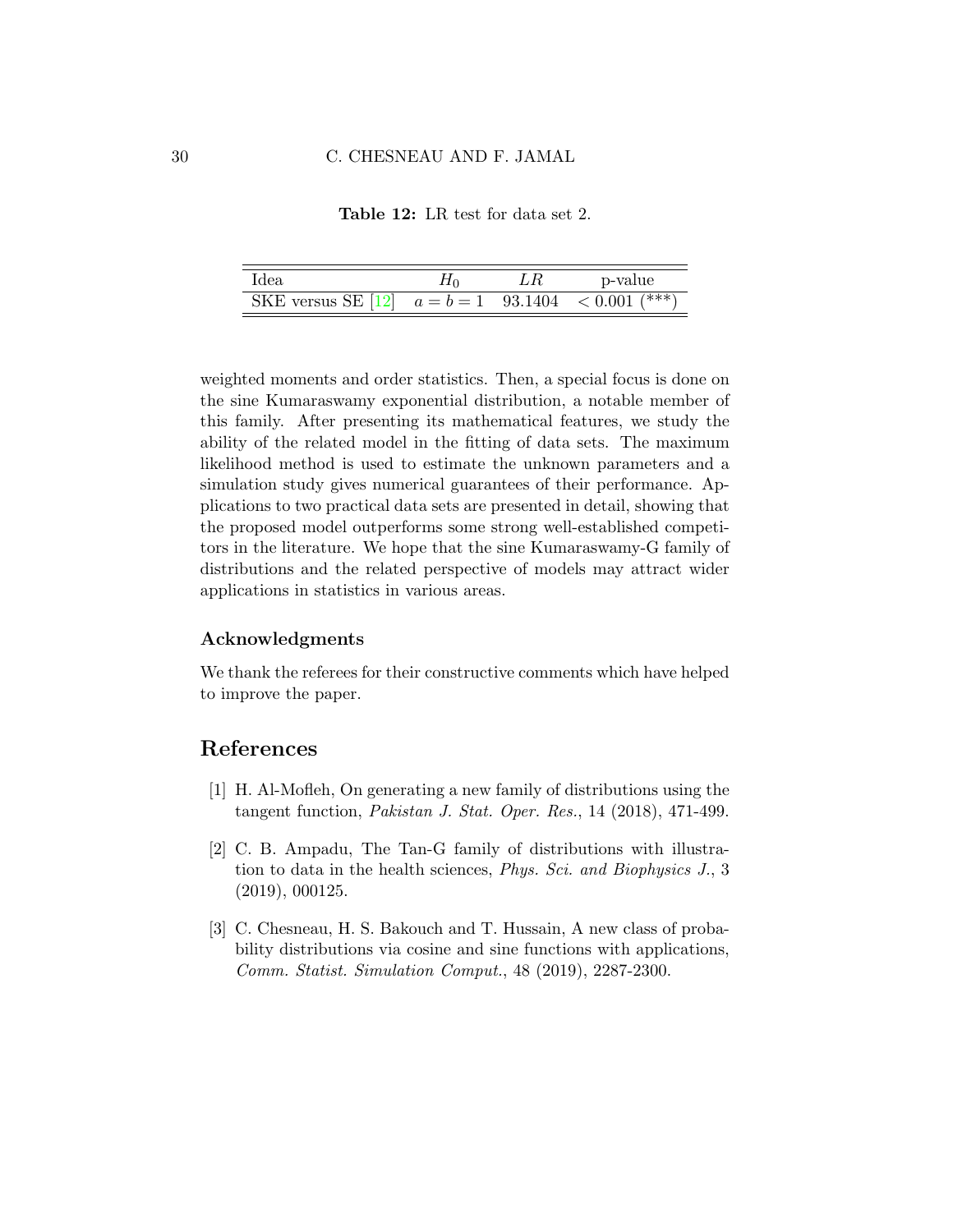**Table 12:** LR test for data set 2.

| Idea | $H_0$ | $LR$ | p-value |
|---|---|---|---|
| SKE versus SE [12] | $a = b = 1$ | 93.1404 | $< 0.001$ (***) |

weighted moments and order statistics. Then, a special focus is done on the sine Kumaraswamy exponential distribution, a notable member of this family. After presenting its mathematical features, we study the ability of the related model in the fitting of data sets. The maximum likelihood method is used to estimate the unknown parameters and a simulation study gives numerical guarantees of their performance. Applications to two practical data sets are presented in detail, showing that the proposed model outperforms some strong well-established competitors in the literature. We hope that the sine Kumaraswamy-G family of distributions and the related perspective of models may attract wider applications in statistics in various areas.

### Acknowledgments

We thank the referees for their constructive comments which have helped to improve the paper.

## References

[1] H. Al-Mofleh, On generating a new family of distributions using the tangent function, *Pakistan J. Stat. Oper. Res.*, 14 (2018), 471-499.

[2] C. B. Ampadu, The Tan-G family of distributions with illustration to data in the health sciences, *Phys. Sci. and Biophysics J.*, 3 (2019), 000125.

[3] C. Chesneau, H. S. Bakouch and T. Hussain, A new class of probability distributions via cosine and sine functions with applications, *Comm. Statist. Simulation Comput.*, 48 (2019), 2287-2300.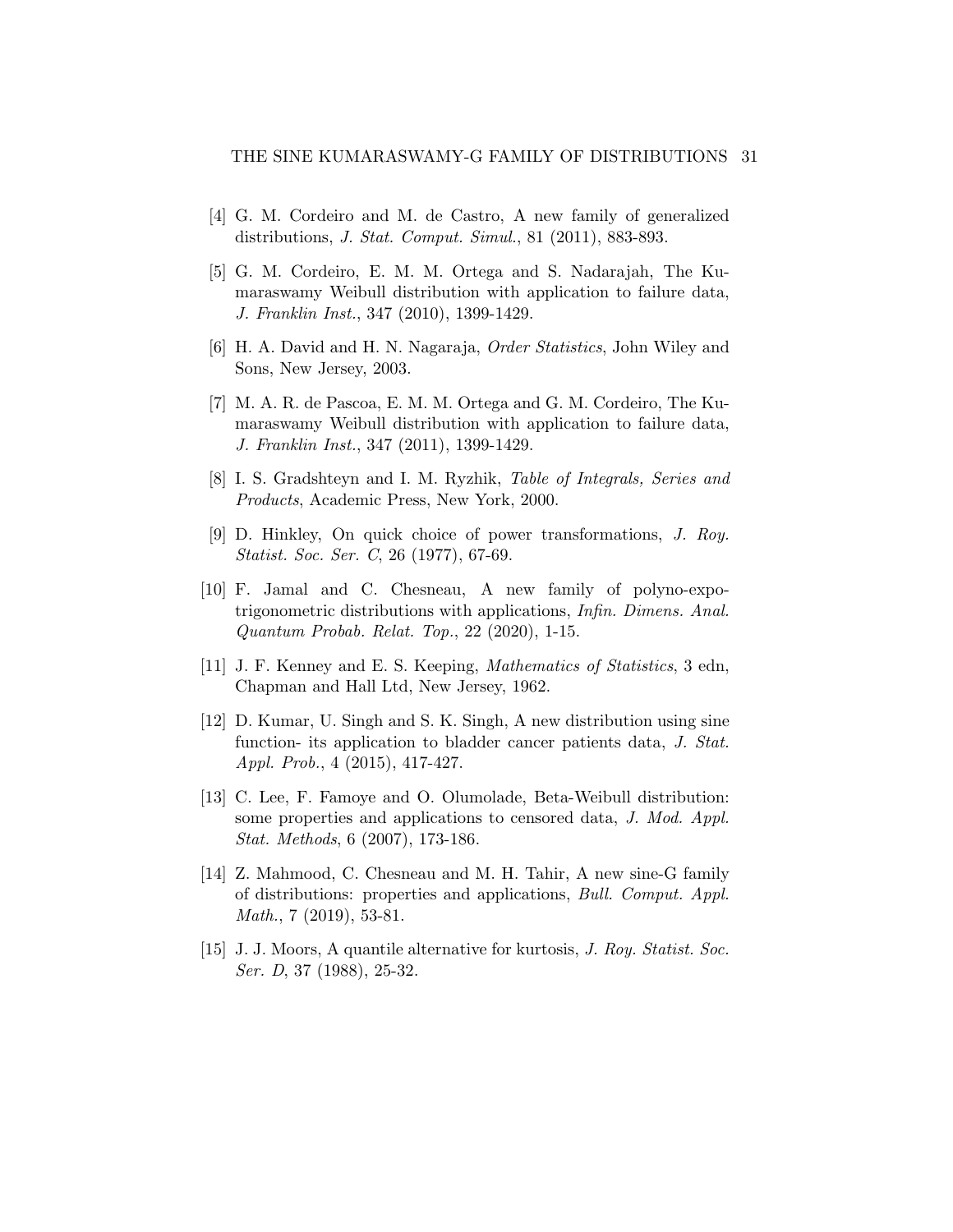[4] G. M. Cordeiro and M. de Castro, A new family of generalized distributions, *J. Stat. Comput. Simul.*, 81 (2011), 883-893.

[5] G. M. Cordeiro, E. M. M. Ortega and S. Nadarajah, The Kumaraswamy Weibull distribution with application to failure data, *J. Franklin Inst.*, 347 (2010), 1399-1429.

[6] H. A. David and H. N. Nagaraja, *Order Statistics*, John Wiley and Sons, New Jersey, 2003.

[7] M. A. R. de Pascoa, E. M. M. Ortega and G. M. Cordeiro, The Kumaraswamy Weibull distribution with application to failure data, *J. Franklin Inst.*, 347 (2011), 1399-1429.

[8] I. S. Gradshteyn and I. M. Ryzhik, *Table of Integrals, Series and Products*, Academic Press, New York, 2000.

[9] D. Hinkley, On quick choice of power transformations, *J. Roy. Statist. Soc. Ser. C*, 26 (1977), 67-69.

[10] F. Jamal and C. Chesneau, A new family of polyno-expo-trigonometric distributions with applications, *Infin. Dimens. Anal. Quantum Probab. Relat. Top.*, 22 (2020), 1-15.

[11] J. F. Kenney and E. S. Keeping, *Mathematics of Statistics*, 3 edn, Chapman and Hall Ltd, New Jersey, 1962.

[12] D. Kumar, U. Singh and S. K. Singh, A new distribution using sine function- its application to bladder cancer patients data, *J. Stat. Appl. Prob.*, 4 (2015), 417-427.

[13] C. Lee, F. Famoye and O. Olumolade, Beta-Weibull distribution: some properties and applications to censored data, *J. Mod. Appl. Stat. Methods*, 6 (2007), 173-186.

[14] Z. Mahmood, C. Chesneau and M. H. Tahir, A new sine-G family of distributions: properties and applications, *Bull. Comput. Appl. Math.*, 7 (2019), 53-81.

[15] J. J. Moors, A quantile alternative for kurtosis, *J. Roy. Statist. Soc. Ser. D*, 37 (1988), 25-32.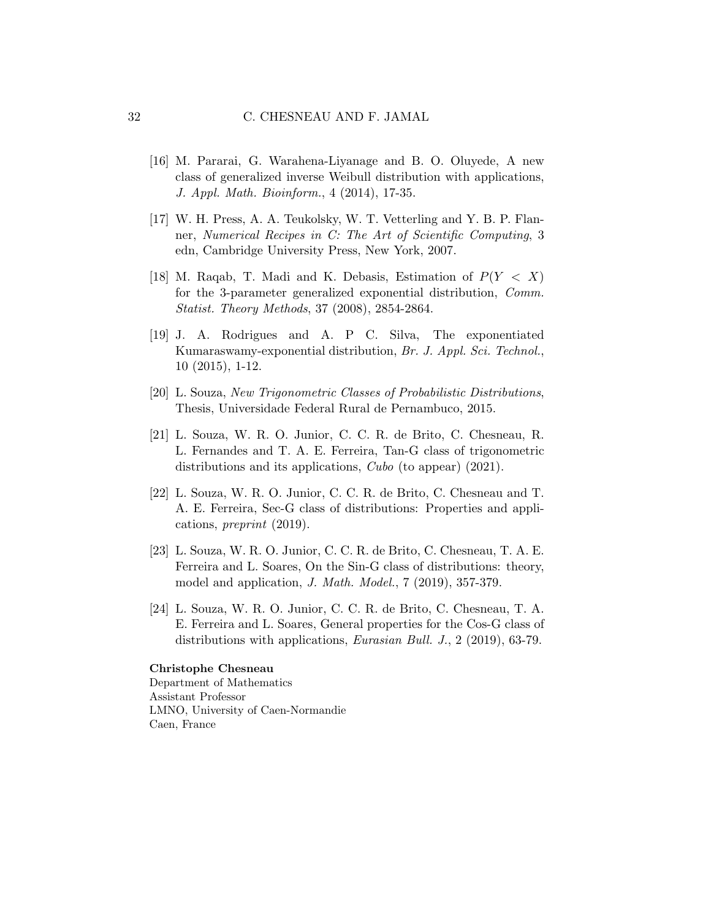[16] M. Pararai, G. Warahena-Liyanage and B. O. Oluyede, A new class of generalized inverse Weibull distribution with applications, *J. Appl. Math. Bioinform.*, 4 (2014), 17-35.

[17] W. H. Press, A. A. Teukolsky, W. T. Vetterling and Y. B. P. Flanner, *Numerical Recipes in C: The Art of Scientific Computing*, 3 edn, Cambridge University Press, New York, 2007.

[18] M. Raqab, T. Madi and K. Debasis, Estimation of $P(Y < X)$ for the 3-parameter generalized exponential distribution, *Comm. Statist. Theory Methods*, 37 (2008), 2854-2864.

[19] J. A. Rodrigues and A. P C. Silva, The exponentiated Kumaraswamy-exponential distribution, *Br. J. Appl. Sci. Technol.*, 10 (2015), 1-12.

[20] L. Souza, *New Trigonometric Classes of Probabilistic Distributions*, Thesis, Universidade Federal Rural de Pernambuco, 2015.

[21] L. Souza, W. R. O. Junior, C. C. R. de Brito, C. Chesneau, R. L. Fernandes and T. A. E. Ferreira, Tan-G class of trigonometric distributions and its applications, *Cubo* (to appear) (2021).

[22] L. Souza, W. R. O. Junior, C. C. R. de Brito, C. Chesneau and T. A. E. Ferreira, Sec-G class of distributions: Properties and applications, *preprint* (2019).

[23] L. Souza, W. R. O. Junior, C. C. R. de Brito, C. Chesneau, T. A. E. Ferreira and L. Soares, On the Sin-G class of distributions: theory, model and application, *J. Math. Model.*, 7 (2019), 357-379.

[24] L. Souza, W. R. O. Junior, C. C. R. de Brito, C. Chesneau, T. A. E. Ferreira and L. Soares, General properties for the Cos-G class of distributions with applications, *Eurasian Bull. J.*, 2 (2019), 63-79.

**Christophe Chesneau**
Department of Mathematics
Assistant Professor
LMNO, University of Caen-Normandie
Caen, France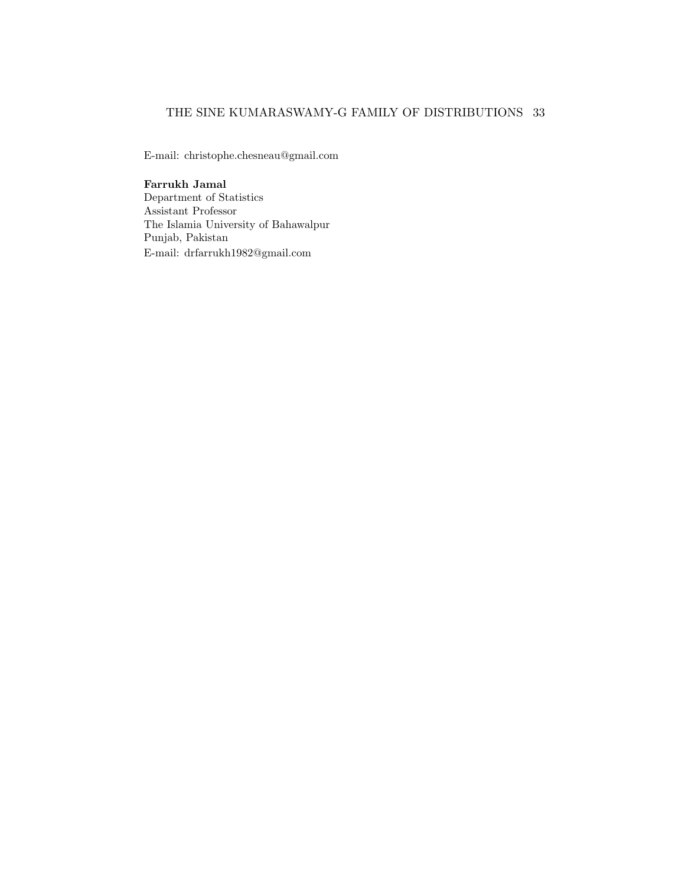E-mail: christophe.chesneau@gmail.com

**Farrukh Jamal**
Department of Statistics
Assistant Professor
The Islamia University of Bahawalpur
Punjab, Pakistan
E-mail: drfarrukh1982@gmail.com